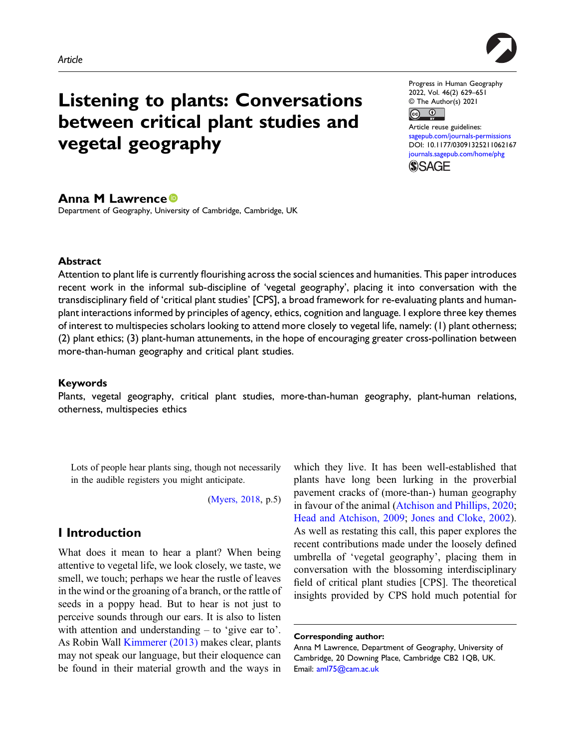Article

# Listening to plants: Conversations between critical plant studies and vegetal geography

Progress in Human Geography
2022, Vol. 46(2) 629–651
© The Author(s) 2021
Article reuse guidelines:
sagepub.com/journals-permissions
DOI: 10.1177/03091325211062167
journals.sagepub.com/home/phg

**Anna M Lawrence**
Department of Geography, University of Cambridge, Cambridge, UK

## Abstract

Attention to plant life is currently flourishing across the social sciences and humanities. This paper introduces recent work in the informal sub-discipline of 'vegetal geography', placing it into conversation with the transdisciplinary field of 'critical plant studies' [CPS], a broad framework for re-evaluating plants and human-plant interactions informed by principles of agency, ethics, cognition and language. I explore three key themes of interest to multispecies scholars looking to attend more closely to vegetal life, namely: (1) plant otherness; (2) plant ethics; (3) plant-human attunements, in the hope of encouraging greater cross-pollination between more-than-human geography and critical plant studies.

## Keywords

Plants, vegetal geography, critical plant studies, more-than-human geography, plant-human relations, otherness, multispecies ethics

> Lots of people hear plants sing, though not necessarily in the audible registers you might anticipate.
>
> (Myers, 2018, p.5)

## I Introduction

What does it mean to hear a plant? When being attentive to vegetal life, we look closely, we taste, we smell, we touch; perhaps we hear the rustle of leaves in the wind or the groaning of a branch, or the rattle of seeds in a poppy head. But to hear is not just to perceive sounds through our ears. It is also to listen with attention and understanding – to 'give ear to'. As Robin Wall Kimmerer (2013) makes clear, plants may not speak our language, but their eloquence can be found in their material growth and the ways in which they live. It has been well-established that plants have long been lurking in the proverbial pavement cracks of (more-than-) human geography in favour of the animal (Atchison and Phillips, 2020; Head and Atchison, 2009; Jones and Cloke, 2002). As well as restating this call, this paper explores the recent contributions made under the loosely defined umbrella of 'vegetal geography', placing them in conversation with the blossoming interdisciplinary field of critical plant studies [CPS]. The theoretical insights provided by CPS hold much potential for

**Corresponding author:**
Anna M Lawrence, Department of Geography, University of Cambridge, 20 Downing Place, Cambridge CB2 1QB, UK.
Email: aml75@cam.ac.uk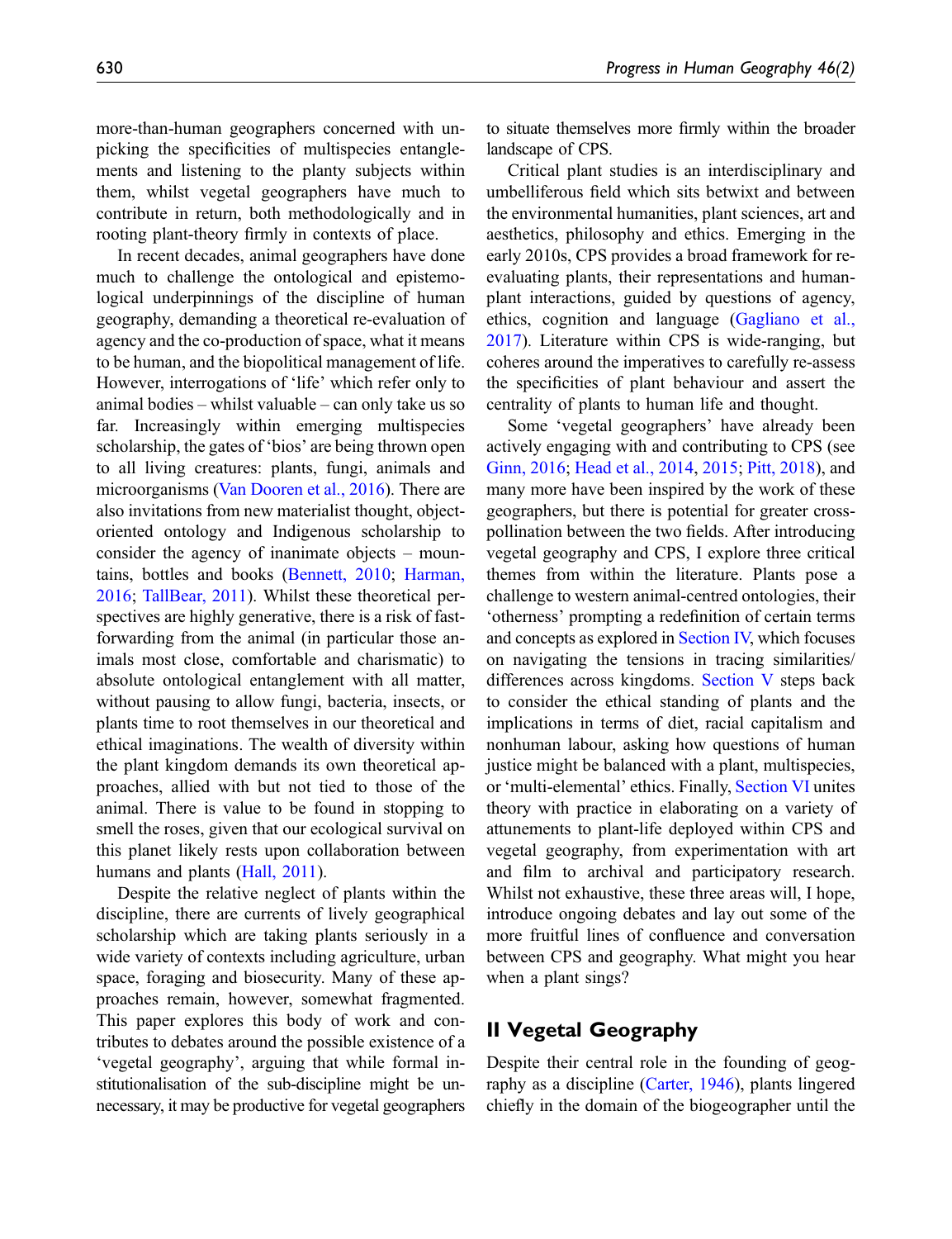more-than-human geographers concerned with unpicking the specificities of multispecies entanglements and listening to the planty subjects within them, whilst vegetal geographers have much to contribute in return, both methodologically and in rooting plant-theory firmly in contexts of place.

In recent decades, animal geographers have done much to challenge the ontological and epistemological underpinnings of the discipline of human geography, demanding a theoretical re-evaluation of agency and the co-production of space, what it means to be human, and the biopolitical management of life. However, interrogations of 'life' which refer only to animal bodies – whilst valuable – can only take us so far. Increasingly within emerging multispecies scholarship, the gates of 'bios' are being thrown open to all living creatures: plants, fungi, animals and microorganisms (Van Dooren et al., 2016). There are also invitations from new materialist thought, object-oriented ontology and Indigenous scholarship to consider the agency of inanimate objects – mountains, bottles and books (Bennett, 2010; Harman, 2016; TallBear, 2011). Whilst these theoretical perspectives are highly generative, there is a risk of fast-forwarding from the animal (in particular those animals most close, comfortable and charismatic) to absolute ontological entanglement with all matter, without pausing to allow fungi, bacteria, insects, or plants time to root themselves in our theoretical and ethical imaginations. The wealth of diversity within the plant kingdom demands its own theoretical approaches, allied with but not tied to those of the animal. There is value to be found in stopping to smell the roses, given that our ecological survival on this planet likely rests upon collaboration between humans and plants (Hall, 2011).

Despite the relative neglect of plants within the discipline, there are currents of lively geographical scholarship which are taking plants seriously in a wide variety of contexts including agriculture, urban space, foraging and biosecurity. Many of these approaches remain, however, somewhat fragmented. This paper explores this body of work and contributes to debates around the possible existence of a 'vegetal geography', arguing that while formal institutionalisation of the sub-discipline might be unnecessary, it may be productive for vegetal geographers to situate themselves more firmly within the broader landscape of CPS.

Critical plant studies is an interdisciplinary and umbelliferous field which sits betwixt and between the environmental humanities, plant sciences, art and aesthetics, philosophy and ethics. Emerging in the early 2010s, CPS provides a broad framework for re-evaluating plants, their representations and human-plant interactions, guided by questions of agency, ethics, cognition and language (Gagliano et al., 2017). Literature within CPS is wide-ranging, but coheres around the imperatives to carefully re-assess the specificities of plant behaviour and assert the centrality of plants to human life and thought.

Some 'vegetal geographers' have already been actively engaging with and contributing to CPS (see Ginn, 2016; Head et al., 2014, 2015; Pitt, 2018), and many more have been inspired by the work of these geographers, but there is potential for greater cross-pollination between the two fields. After introducing vegetal geography and CPS, I explore three critical themes from within the literature. Plants pose a challenge to western animal-centred ontologies, their 'otherness' prompting a redefinition of certain terms and concepts as explored in Section IV, which focuses on navigating the tensions in tracing similarities/differences across kingdoms. Section V steps back to consider the ethical standing of plants and the implications in terms of diet, racial capitalism and nonhuman labour, asking how questions of human justice might be balanced with a plant, multispecies, or 'multi-elemental' ethics. Finally, Section VI unites theory with practice in elaborating on a variety of attunements to plant-life deployed within CPS and vegetal geography, from experimentation with art and film to archival and participatory research. Whilst not exhaustive, these three areas will, I hope, introduce ongoing debates and lay out some of the more fruitful lines of confluence and conversation between CPS and geography. What might you hear when a plant sings?

## II Vegetal Geography

Despite their central role in the founding of geography as a discipline (Carter, 1946), plants lingered chiefly in the domain of the biogeographer until the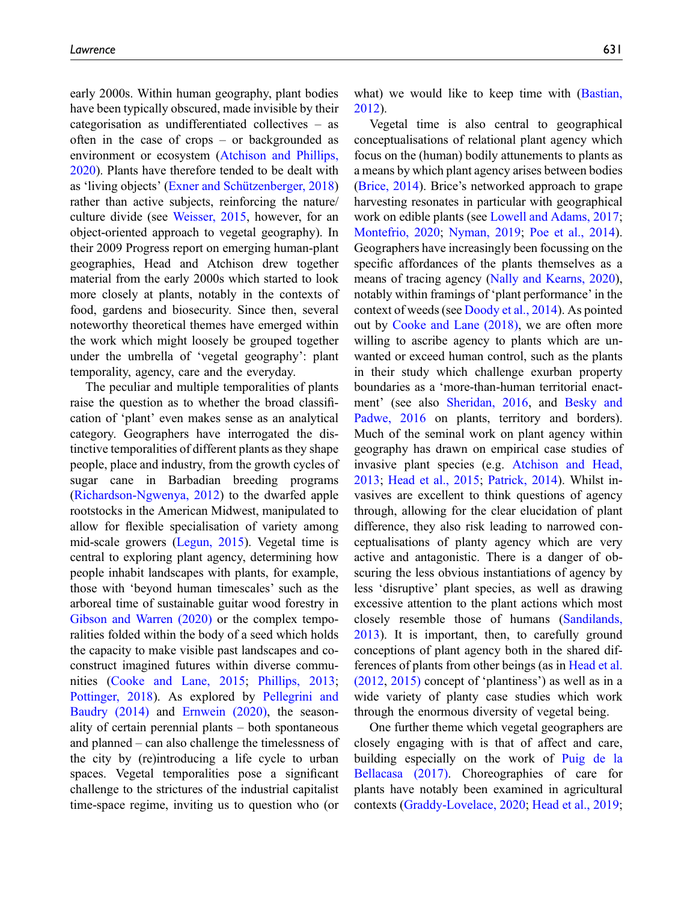early 2000s. Within human geography, plant bodies have been typically obscured, made invisible by their categorisation as undifferentiated collectives – as often in the case of crops – or backgrounded as environment or ecosystem (Atchison and Phillips, 2020). Plants have therefore tended to be dealt with as 'living objects' (Exner and Schützenberger, 2018) rather than active subjects, reinforcing the nature/culture divide (see Weisser, 2015, however, for an object-oriented approach to vegetal geography). In their 2009 Progress report on emerging human-plant geographies, Head and Atchison drew together material from the early 2000s which started to look more closely at plants, notably in the contexts of food, gardens and biosecurity. Since then, several noteworthy theoretical themes have emerged within the work which might loosely be grouped together under the umbrella of 'vegetal geography': plant temporality, agency, care and the everyday.

The peculiar and multiple temporalities of plants raise the question as to whether the broad classification of 'plant' even makes sense as an analytical category. Geographers have interrogated the distinctive temporalities of different plants as they shape people, place and industry, from the growth cycles of sugar cane in Barbadian breeding programs (Richardson-Ngwenya, 2012) to the dwarfed apple rootstocks in the American Midwest, manipulated to allow for flexible specialisation of variety among mid-scale growers (Legun, 2015). Vegetal time is central to exploring plant agency, determining how people inhabit landscapes with plants, for example, those with 'beyond human timescales' such as the arboreal time of sustainable guitar wood forestry in Gibson and Warren (2020) or the complex temporalities folded within the body of a seed which holds the capacity to make visible past landscapes and co-construct imagined futures within diverse communities (Cooke and Lane, 2015; Phillips, 2013; Pottinger, 2018). As explored by Pellegrini and Baudry (2014) and Ernwein (2020), the seasonality of certain perennial plants – both spontaneous and planned – can also challenge the timelessness of the city by (re)introducing a life cycle to urban spaces. Vegetal temporalities pose a significant challenge to the strictures of the industrial capitalist time-space regime, inviting us to question who (or what) we would like to keep time with (Bastian, 2012).

Vegetal time is also central to geographical conceptualisations of relational plant agency which focus on the (human) bodily attunements to plants as a means by which plant agency arises between bodies (Brice, 2014). Brice's networked approach to grape harvesting resonates in particular with geographical work on edible plants (see Lowell and Adams, 2017; Montefrio, 2020; Nyman, 2019; Poe et al., 2014). Geographers have increasingly been focussing on the specific affordances of the plants themselves as a means of tracing agency (Nally and Kearns, 2020), notably within framings of 'plant performance' in the context of weeds (see Doody et al., 2014). As pointed out by Cooke and Lane (2018), we are often more willing to ascribe agency to plants which are unwanted or exceed human control, such as the plants in their study which challenge exurban property boundaries as a 'more-than-human territorial enactment' (see also Sheridan, 2016, and Besky and Padwe, 2016 on plants, territory and borders). Much of the seminal work on plant agency within geography has drawn on empirical case studies of invasive plant species (e.g. Atchison and Head, 2013; Head et al., 2015; Patrick, 2014). Whilst invasives are excellent to think questions of agency through, allowing for the clear elucidation of plant difference, they also risk leading to narrowed conceptualisations of planty agency which are very active and antagonistic. There is a danger of obscuring the less obvious instantiations of agency by less 'disruptive' plant species, as well as drawing excessive attention to the plant actions which most closely resemble those of humans (Sandilands, 2013). It is important, then, to carefully ground conceptions of plant agency both in the shared differences of plants from other beings (as in Head et al. (2012, 2015) concept of 'plantiness') as well as in a wide variety of planty case studies which work through the enormous diversity of vegetal being.

One further theme which vegetal geographers are closely engaging with is that of affect and care, building especially on the work of Puig de la Bellacasa (2017). Choreographies of care for plants have notably been examined in agricultural contexts (Graddy-Lovelace, 2020; Head et al., 2019;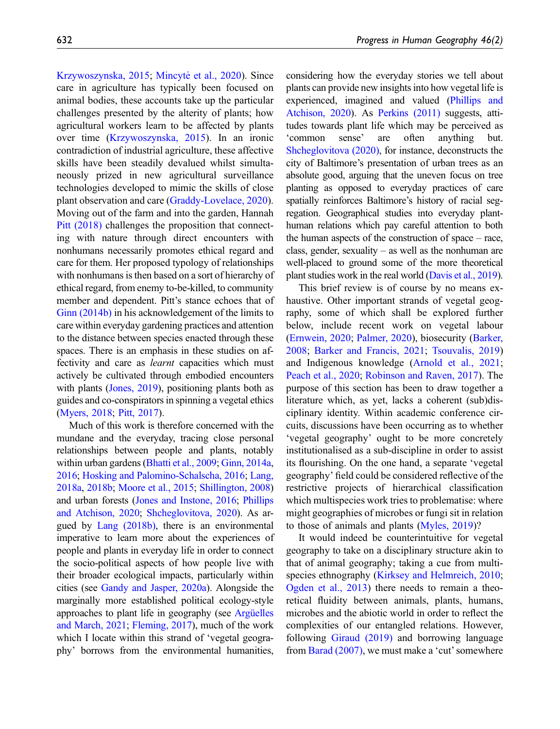Krzywoszynska, 2015; Mincytė et al., 2020). Since care in agriculture has typically been focused on animal bodies, these accounts take up the particular challenges presented by the alterity of plants; how agricultural workers learn to be affected by plants over time (Krzywoszynska, 2015). In an ironic contradiction of industrial agriculture, these affective skills have been steadily devalued whilst simultaneously prized in new agricultural surveillance technologies developed to mimic the skills of close plant observation and care (Graddy-Lovelace, 2020). Moving out of the farm and into the garden, Hannah Pitt (2018) challenges the proposition that connecting with nature through direct encounters with nonhumans necessarily promotes ethical regard and care for them. Her proposed typology of relationships with nonhumans is then based on a sort of hierarchy of ethical regard, from enemy to-be-killed, to community member and dependent. Pitt's stance echoes that of Ginn (2014b) in his acknowledgement of the limits to care within everyday gardening practices and attention to the distance between species enacted through these spaces. There is an emphasis in these studies on affectivity and care as *learnt* capacities which must actively be cultivated through embodied encounters with plants (Jones, 2019), positioning plants both as guides and co-conspirators in spinning a vegetal ethics (Myers, 2018; Pitt, 2017).

Much of this work is therefore concerned with the mundane and the everyday, tracing close personal relationships between people and plants, notably within urban gardens (Bhatti et al., 2009; Ginn, 2014a, 2016; Hosking and Palomino-Schalscha, 2016; Lang, 2018a, 2018b; Moore et al., 2015; Shillington, 2008) and urban forests (Jones and Instone, 2016; Phillips and Atchison, 2020; Shcheglovitova, 2020). As argued by Lang (2018b), there is an environmental imperative to learn more about the experiences of people and plants in everyday life in order to connect the socio-political aspects of how people live with their broader ecological impacts, particularly within cities (see Gandy and Jasper, 2020a). Alongside the marginally more established political ecology-style approaches to plant life in geography (see Argüelles and March, 2021; Fleming, 2017), much of the work which I locate within this strand of 'vegetal geography' borrows from the environmental humanities, considering how the everyday stories we tell about plants can provide new insights into how vegetal life is experienced, imagined and valued (Phillips and Atchison, 2020). As Perkins (2011) suggests, attitudes towards plant life which may be perceived as 'common sense' are often anything but. Shcheglovitova (2020), for instance, deconstructs the city of Baltimore's presentation of urban trees as an absolute good, arguing that the uneven focus on tree planting as opposed to everyday practices of care spatially reinforces Baltimore's history of racial segregation. Geographical studies into everyday plant-human relations which pay careful attention to both the human aspects of the construction of space – race, class, gender, sexuality – as well as the nonhuman are well-placed to ground some of the more theoretical plant studies work in the real world (Davis et al., 2019).

This brief review is of course by no means exhaustive. Other important strands of vegetal geography, some of which shall be explored further below, include recent work on vegetal labour (Ernwein, 2020; Palmer, 2020), biosecurity (Barker, 2008; Barker and Francis, 2021; Tsouvalis, 2019) and Indigenous knowledge (Arnold et al., 2021; Peach et al., 2020; Robinson and Raven, 2017). The purpose of this section has been to draw together a literature which, as yet, lacks a coherent (sub)disciplinary identity. Within academic conference circuits, discussions have been occurring as to whether 'vegetal geography' ought to be more concretely institutionalised as a sub-discipline in order to assist its flourishing. On the one hand, a separate 'vegetal geography' field could be considered reflective of the restrictive projects of hierarchical classification which multispecies work tries to problematise: where might geographies of microbes or fungi sit in relation to those of animals and plants (Myles, 2019)?

It would indeed be counterintuitive for vegetal geography to take on a disciplinary structure akin to that of animal geography; taking a cue from multispecies ethnography (Kirksey and Helmreich, 2010; Ogden et al., 2013) there needs to remain a theoretical fluidity between animals, plants, humans, microbes and the abiotic world in order to reflect the complexities of our entangled relations. However, following Giraud (2019) and borrowing language from Barad (2007), we must make a 'cut' somewhere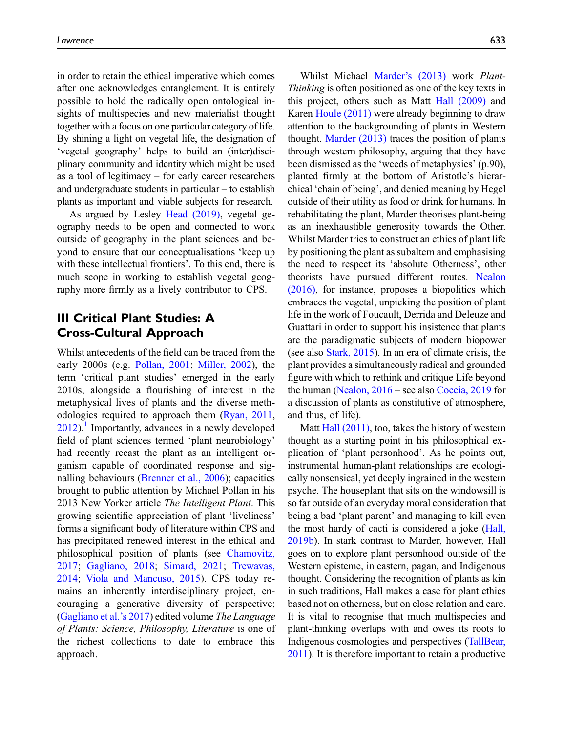in order to retain the ethical imperative which comes after one acknowledges entanglement. It is entirely possible to hold the radically open ontological insights of multispecies and new materialist thought together with a focus on one particular category of life. By shining a light on vegetal life, the designation of 'vegetal geography' helps to build an (inter)disciplinary community and identity which might be used as a tool of legitimacy – for early career researchers and undergraduate students in particular – to establish plants as important and viable subjects for research.

As argued by Lesley Head (2019), vegetal geography needs to be open and connected to work outside of geography in the plant sciences and beyond to ensure that our conceptualisations 'keep up with these intellectual frontiers'. To this end, there is much scope in working to establish vegetal geography more firmly as a lively contributor to CPS.

## III Critical Plant Studies: A Cross-Cultural Approach

Whilst antecedents of the field can be traced from the early 2000s (e.g. Pollan, 2001; Miller, 2002), the term 'critical plant studies' emerged in the early 2010s, alongside a flourishing of interest in the metaphysical lives of plants and the diverse methodologies required to approach them (Ryan, 2011, 2012).[1] Importantly, advances in a newly developed field of plant sciences termed 'plant neurobiology' had recently recast the plant as an intelligent organism capable of coordinated response and signalling behaviours (Brenner et al., 2006); capacities brought to public attention by Michael Pollan in his 2013 New Yorker article *The Intelligent Plant*. This growing scientific appreciation of plant 'liveliness' forms a significant body of literature within CPS and has precipitated renewed interest in the ethical and philosophical position of plants (see Chamovitz, 2017; Gagliano, 2018; Simard, 2021; Trewavas, 2014; Viola and Mancuso, 2015). CPS today remains an inherently interdisciplinary project, encouraging a generative diversity of perspective; (Gagliano et al.'s 2017) edited volume *The Language of Plants: Science, Philosophy, Literature* is one of the richest collections to date to embrace this approach.

Whilst Michael Marder's (2013) work *Plant-Thinking* is often positioned as one of the key texts in this project, others such as Matt Hall (2009) and Karen Houle (2011) were already beginning to draw attention to the backgrounding of plants in Western thought. Marder (2013) traces the position of plants through western philosophy, arguing that they have been dismissed as the 'weeds of metaphysics' (p.90), planted firmly at the bottom of Aristotle's hierarchical 'chain of being', and denied meaning by Hegel outside of their utility as food or drink for humans. In rehabilitating the plant, Marder theorises plant-being as an inexhaustible generosity towards the Other. Whilst Marder tries to construct an ethics of plant life by positioning the plant as subaltern and emphasising the need to respect its 'absolute Otherness', other theorists have pursued different routes. Nealon (2016), for instance, proposes a biopolitics which embraces the vegetal, unpicking the position of plant life in the work of Foucault, Derrida and Deleuze and Guattari in order to support his insistence that plants are the paradigmatic subjects of modern biopower (see also Stark, 2015). In an era of climate crisis, the plant provides a simultaneously radical and grounded figure with which to rethink and critique Life beyond the human (Nealon, 2016 – see also Coccia, 2019 for a discussion of plants as constitutive of atmosphere, and thus, of life).

Matt Hall (2011), too, takes the history of western thought as a starting point in his philosophical explication of 'plant personhood'. As he points out, instrumental human-plant relationships are ecologically nonsensical, yet deeply ingrained in the western psyche. The houseplant that sits on the windowsill is so far outside of an everyday moral consideration that being a bad 'plant parent' and managing to kill even the most hardy of cacti is considered a joke (Hall, 2019b). In stark contrast to Marder, however, Hall goes on to explore plant personhood outside of the Western episteme, in eastern, pagan, and Indigenous thought. Considering the recognition of plants as kin in such traditions, Hall makes a case for plant ethics based not on otherness, but on close relation and care. It is vital to recognise that much multispecies and plant-thinking overlaps with and owes its roots to Indigenous cosmologies and perspectives (TallBear, 2011). It is therefore important to retain a productive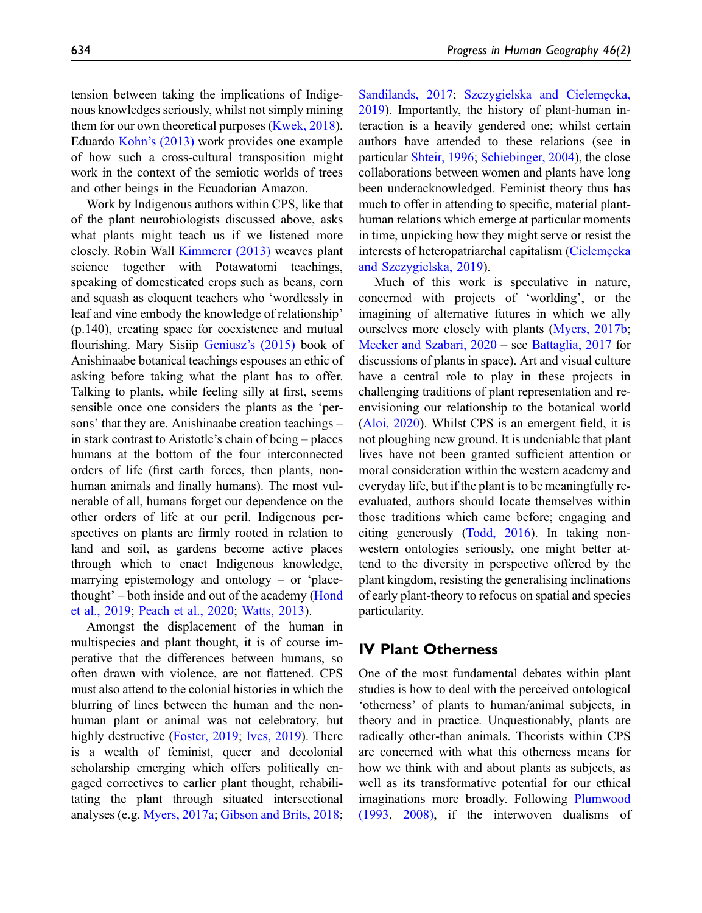tension between taking the implications of Indigenous knowledges seriously, whilst not simply mining them for our own theoretical purposes (Kwek, 2018). Eduardo Kohn's (2013) work provides one example of how such a cross-cultural transposition might work in the context of the semiotic worlds of trees and other beings in the Ecuadorian Amazon.

Work by Indigenous authors within CPS, like that of the plant neurobiologists discussed above, asks what plants might teach us if we listened more closely. Robin Wall Kimmerer (2013) weaves plant science together with Potawatomi teachings, speaking of domesticated crops such as beans, corn and squash as eloquent teachers who 'wordlessly in leaf and vine embody the knowledge of relationship' (p.140), creating space for coexistence and mutual flourishing. Mary Sisiip Geniusz's (2015) book of Anishinaabe botanical teachings espouses an ethic of asking before taking what the plant has to offer. Talking to plants, while feeling silly at first, seems sensible once one considers the plants as the 'persons' that they are. Anishinaabe creation teachings – in stark contrast to Aristotle's chain of being – places humans at the bottom of the four interconnected orders of life (first earth forces, then plants, non-human animals and finally humans). The most vulnerable of all, humans forget our dependence on the other orders of life at our peril. Indigenous perspectives on plants are firmly rooted in relation to land and soil, as gardens become active places through which to enact Indigenous knowledge, marrying epistemology and ontology – or 'place-thought' – both inside and out of the academy (Hond et al., 2019; Peach et al., 2020; Watts, 2013).

Amongst the displacement of the human in multispecies and plant thought, it is of course imperative that the differences between humans, so often drawn with violence, are not flattened. CPS must also attend to the colonial histories in which the blurring of lines between the human and the non-human plant or animal was not celebratory, but highly destructive (Foster, 2019; Ives, 2019). There is a wealth of feminist, queer and decolonial scholarship emerging which offers politically engaged correctives to earlier plant thought, rehabilitating the plant through situated intersectional analyses (e.g. Myers, 2017a; Gibson and Brits, 2018; Sandilands, 2017; Szczygielska and Cielemęcka, 2019). Importantly, the history of plant-human interaction is a heavily gendered one; whilst certain authors have attended to these relations (see in particular Shteir, 1996; Schiebinger, 2004), the close collaborations between women and plants have long been underacknowledged. Feminist theory thus has much to offer in attending to specific, material plant-human relations which emerge at particular moments in time, unpicking how they might serve or resist the interests of heteropatriarchal capitalism (Cielemęcka and Szczygielska, 2019).

Much of this work is speculative in nature, concerned with projects of 'worlding', or the imagining of alternative futures in which we ally ourselves more closely with plants (Myers, 2017b; Meeker and Szabari, 2020 – see Battaglia, 2017 for discussions of plants in space). Art and visual culture have a central role to play in these projects in challenging traditions of plant representation and re-envisioning our relationship to the botanical world (Aloi, 2020). Whilst CPS is an emergent field, it is not ploughing new ground. It is undeniable that plant lives have not been granted sufficient attention or moral consideration within the western academy and everyday life, but if the plant is to be meaningfully re-evaluated, authors should locate themselves within those traditions which came before; engaging and citing generously (Todd, 2016). In taking non-western ontologies seriously, one might better attend to the diversity in perspective offered by the plant kingdom, resisting the generalising inclinations of early plant-theory to refocus on spatial and species particularity.

## IV Plant Otherness

One of the most fundamental debates within plant studies is how to deal with the perceived ontological 'otherness' of plants to human/animal subjects, in theory and in practice. Unquestionably, plants are radically other-than animals. Theorists within CPS are concerned with what this otherness means for how we think with and about plants as subjects, as well as its transformative potential for our ethical imaginations more broadly. Following Plumwood (1993, 2008), if the interwoven dualisms of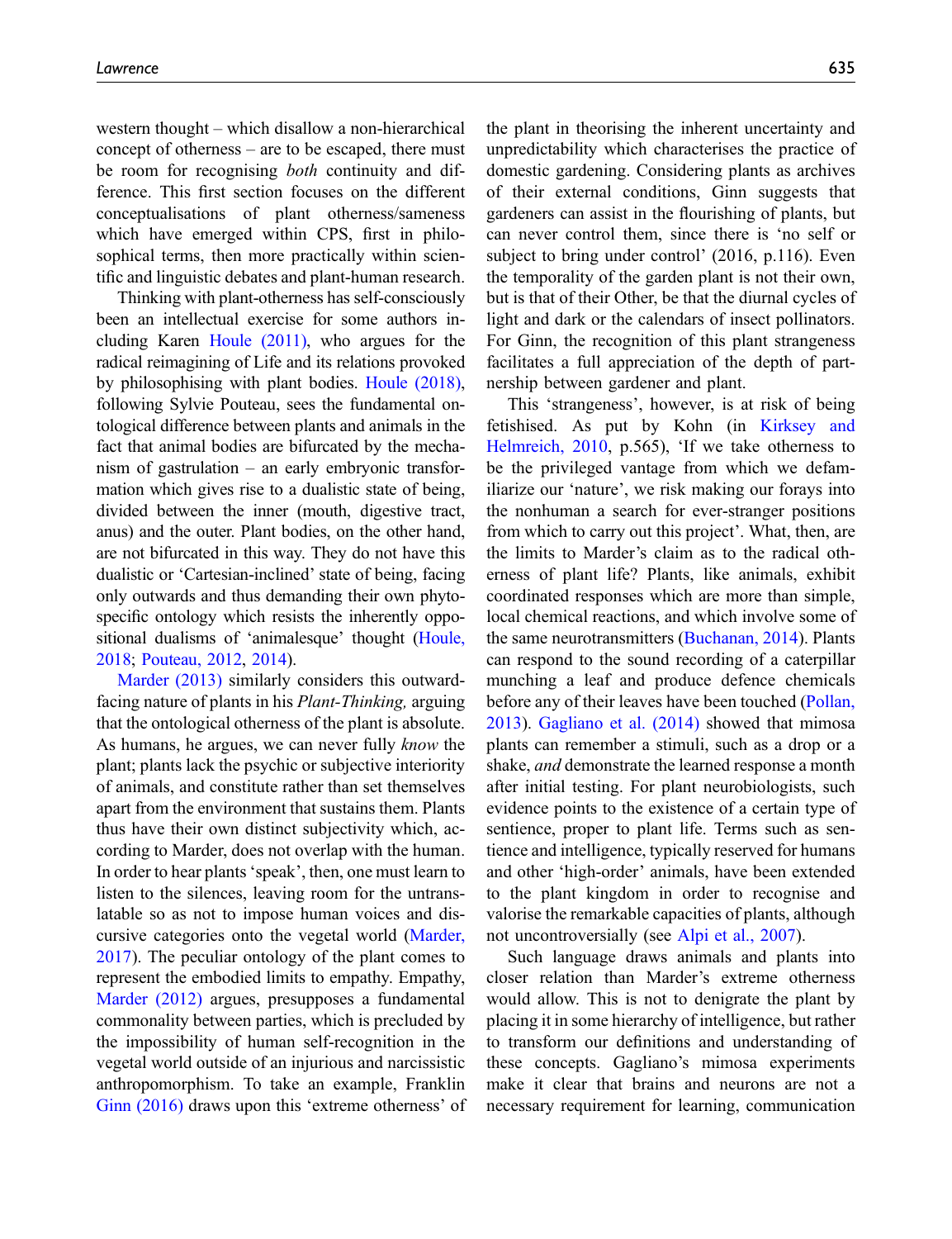western thought – which disallow a non-hierarchical concept of otherness – are to be escaped, there must be room for recognising *both* continuity and difference. This first section focuses on the different conceptualisations of plant otherness/sameness which have emerged within CPS, first in philosophical terms, then more practically within scientific and linguistic debates and plant-human research.

Thinking with plant-otherness has self-consciously been an intellectual exercise for some authors including Karen Houle (2011), who argues for the radical reimagining of Life and its relations provoked by philosophising with plant bodies. Houle (2018), following Sylvie Pouteau, sees the fundamental ontological difference between plants and animals in the fact that animal bodies are bifurcated by the mechanism of gastrulation – an early embryonic transformation which gives rise to a dualistic state of being, divided between the inner (mouth, digestive tract, anus) and the outer. Plant bodies, on the other hand, are not bifurcated in this way. They do not have this dualistic or 'Cartesian-inclined' state of being, facing only outwards and thus demanding their own phyto-specific ontology which resists the inherently oppositional dualisms of 'animalesque' thought (Houle, 2018; Pouteau, 2012, 2014).

Marder (2013) similarly considers this outward-facing nature of plants in his *Plant-Thinking,* arguing that the ontological otherness of the plant is absolute. As humans, he argues, we can never fully *know* the plant; plants lack the psychic or subjective interiority of animals, and constitute rather than set themselves apart from the environment that sustains them. Plants thus have their own distinct subjectivity which, according to Marder, does not overlap with the human. In order to hear plants 'speak', then, one must learn to listen to the silences, leaving room for the untranslatable so as not to impose human voices and discursive categories onto the vegetal world (Marder, 2017). The peculiar ontology of the plant comes to represent the embodied limits to empathy. Empathy, Marder (2012) argues, presupposes a fundamental commonality between parties, which is precluded by the impossibility of human self-recognition in the vegetal world outside of an injurious and narcissistic anthropomorphism. To take an example, Franklin Ginn (2016) draws upon this 'extreme otherness' of the plant in theorising the inherent uncertainty and unpredictability which characterises the practice of domestic gardening. Considering plants as archives of their external conditions, Ginn suggests that gardeners can assist in the flourishing of plants, but can never control them, since there is 'no self or subject to bring under control' (2016, p.116). Even the temporality of the garden plant is not their own, but is that of their Other, be that the diurnal cycles of light and dark or the calendars of insect pollinators. For Ginn, the recognition of this plant strangeness facilitates a full appreciation of the depth of partnership between gardener and plant.

This 'strangeness', however, is at risk of being fetishised. As put by Kohn (in Kirksey and Helmreich, 2010, p.565), 'If we take otherness to be the privileged vantage from which we defamiliarize our 'nature', we risk making our forays into the nonhuman a search for ever-stranger positions from which to carry out this project'. What, then, are the limits to Marder's claim as to the radical otherness of plant life? Plants, like animals, exhibit coordinated responses which are more than simple, local chemical reactions, and which involve some of the same neurotransmitters (Buchanan, 2014). Plants can respond to the sound recording of a caterpillar munching a leaf and produce defence chemicals before any of their leaves have been touched (Pollan, 2013). Gagliano et al. (2014) showed that mimosa plants can remember a stimuli, such as a drop or a shake, *and* demonstrate the learned response a month after initial testing. For plant neurobiologists, such evidence points to the existence of a certain type of sentience, proper to plant life. Terms such as sentience and intelligence, typically reserved for humans and other 'high-order' animals, have been extended to the plant kingdom in order to recognise and valorise the remarkable capacities of plants, although not uncontroversially (see Alpi et al., 2007).

Such language draws animals and plants into closer relation than Marder's extreme otherness would allow. This is not to denigrate the plant by placing it in some hierarchy of intelligence, but rather to transform our definitions and understanding of these concepts. Gagliano's mimosa experiments make it clear that brains and neurons are not a necessary requirement for learning, communication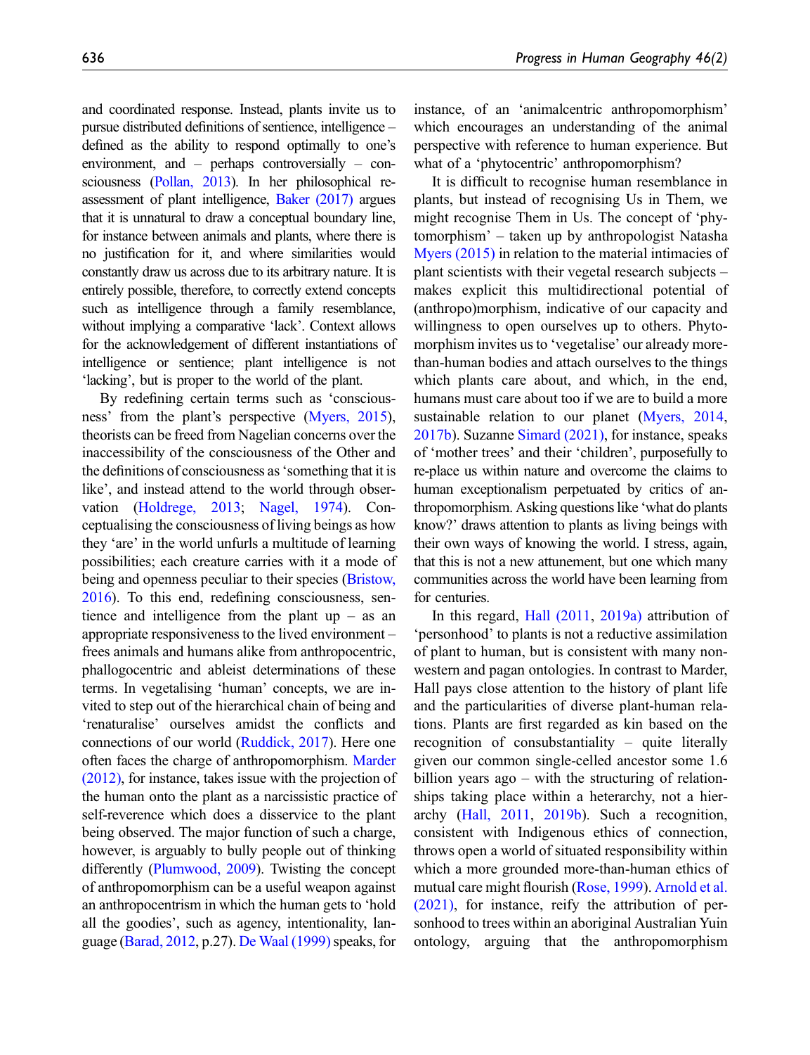and coordinated response. Instead, plants invite us to pursue distributed definitions of sentience, intelligence – defined as the ability to respond optimally to one's environment, and – perhaps controversially – consciousness (Pollan, 2013). In her philosophical reassessment of plant intelligence, Baker (2017) argues that it is unnatural to draw a conceptual boundary line, for instance between animals and plants, where there is no justification for it, and where similarities would constantly draw us across due to its arbitrary nature. It is entirely possible, therefore, to correctly extend concepts such as intelligence through a family resemblance, without implying a comparative 'lack'. Context allows for the acknowledgement of different instantiations of intelligence or sentience; plant intelligence is not 'lacking', but is proper to the world of the plant.

By redefining certain terms such as 'consciousness' from the plant's perspective (Myers, 2015), theorists can be freed from Nagelian concerns over the inaccessibility of the consciousness of the Other and the definitions of consciousness as 'something that it is like', and instead attend to the world through observation (Holdrege, 2013; Nagel, 1974). Conceptualising the consciousness of living beings as how they 'are' in the world unfurls a multitude of learning possibilities; each creature carries with it a mode of being and openness peculiar to their species (Bristow, 2016). To this end, redefining consciousness, sentience and intelligence from the plant up – as an appropriate responsiveness to the lived environment – frees animals and humans alike from anthropocentric, phallogocentric and ableist determinations of these terms. In vegetalising 'human' concepts, we are invited to step out of the hierarchical chain of being and 'renaturalise' ourselves amidst the conflicts and connections of our world (Ruddick, 2017). Here one often faces the charge of anthropomorphism. Marder (2012), for instance, takes issue with the projection of the human onto the plant as a narcissistic practice of self-reverence which does a disservice to the plant being observed. The major function of such a charge, however, is arguably to bully people out of thinking differently (Plumwood, 2009). Twisting the concept of anthropomorphism can be a useful weapon against an anthropocentrism in which the human gets to 'hold all the goodies', such as agency, intentionality, language (Barad, 2012, p.27). De Waal (1999) speaks, for instance, of an 'animalcentric anthropomorphism' which encourages an understanding of the animal perspective with reference to human experience. But what of a 'phytocentric' anthropomorphism?

It is difficult to recognise human resemblance in plants, but instead of recognising Us in Them, we might recognise Them in Us. The concept of 'phytomorphism' – taken up by anthropologist Natasha Myers (2015) in relation to the material intimacies of plant scientists with their vegetal research subjects – makes explicit this multidirectional potential of (anthropo)morphism, indicative of our capacity and willingness to open ourselves up to others. Phytomorphism invites us to 'vegetalise' our already more-than-human bodies and attach ourselves to the things which plants care about, and which, in the end, humans must care about too if we are to build a more sustainable relation to our planet (Myers, 2014, 2017b). Suzanne Simard (2021), for instance, speaks of 'mother trees' and their 'children', purposefully to re-place us within nature and overcome the claims to human exceptionalism perpetuated by critics of anthropomorphism. Asking questions like 'what do plants know?' draws attention to plants as living beings with their own ways of knowing the world. I stress, again, that this is not a new attunement, but one which many communities across the world have been learning from for centuries.

In this regard, Hall (2011, 2019a) attribution of 'personhood' to plants is not a reductive assimilation of plant to human, but is consistent with many non-western and pagan ontologies. In contrast to Marder, Hall pays close attention to the history of plant life and the particularities of diverse plant-human relations. Plants are first regarded as kin based on the recognition of consubstantiality – quite literally given our common single-celled ancestor some 1.6 billion years ago – with the structuring of relationships taking place within a heterarchy, not a hierarchy (Hall, 2011, 2019b). Such a recognition, consistent with Indigenous ethics of connection, throws open a world of situated responsibility within which a more grounded more-than-human ethics of mutual care might flourish (Rose, 1999). Arnold et al. (2021), for instance, reify the attribution of personhood to trees within an aboriginal Australian Yuin ontology, arguing that the anthropomorphism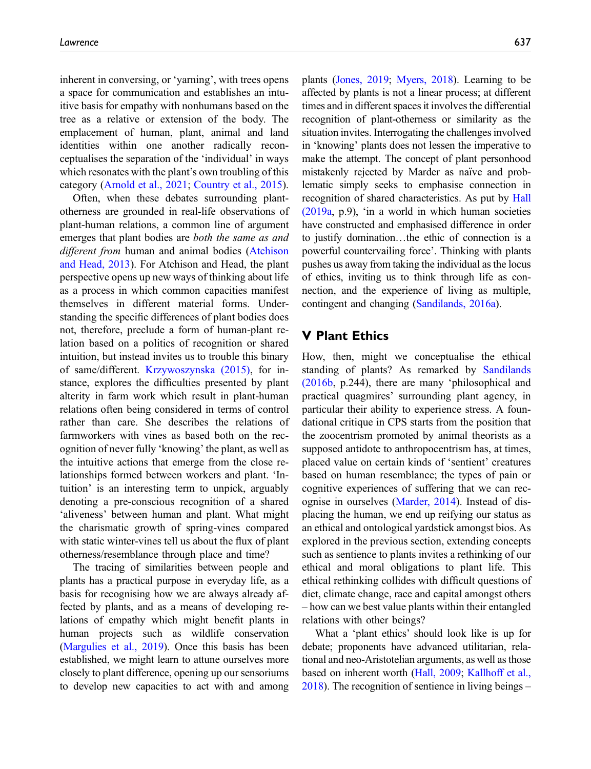inherent in conversing, or 'yarning', with trees opens a space for communication and establishes an intuitive basis for empathy with nonhumans based on the tree as a relative or extension of the body. The emplacement of human, plant, animal and land identities within one another radically reconceptualises the separation of the 'individual' in ways which resonates with the plant's own troubling of this category (Arnold et al., 2021; Country et al., 2015).

Often, when these debates surrounding plant-otherness are grounded in real-life observations of plant-human relations, a common line of argument emerges that plant bodies are *both the same as and different from* human and animal bodies (Atchison and Head, 2013). For Atchison and Head, the plant perspective opens up new ways of thinking about life as a process in which common capacities manifest themselves in different material forms. Understanding the specific differences of plant bodies does not, therefore, preclude a form of human-plant relation based on a politics of recognition or shared intuition, but instead invites us to trouble this binary of same/different. Krzywoszynska (2015), for instance, explores the difficulties presented by plant alterity in farm work which result in plant-human relations often being considered in terms of control rather than care. She describes the relations of farmworkers with vines as based both on the recognition of never fully 'knowing' the plant, as well as the intuitive actions that emerge from the close relationships formed between workers and plant. 'Intuition' is an interesting term to unpick, arguably denoting a pre-conscious recognition of a shared 'aliveness' between human and plant. What might the charismatic growth of spring-vines compared with static winter-vines tell us about the flux of plant otherness/resemblance through place and time?

The tracing of similarities between people and plants has a practical purpose in everyday life, as a basis for recognising how we are always already affected by plants, and as a means of developing relations of empathy which might benefit plants in human projects such as wildlife conservation (Margulies et al., 2019). Once this basis has been established, we might learn to attune ourselves more closely to plant difference, opening up our sensoriums to develop new capacities to act with and among plants (Jones, 2019; Myers, 2018). Learning to be affected by plants is not a linear process; at different times and in different spaces it involves the differential recognition of plant-otherness or similarity as the situation invites. Interrogating the challenges involved in 'knowing' plants does not lessen the imperative to make the attempt. The concept of plant personhood mistakenly rejected by Marder as naïve and problematic simply seeks to emphasise connection in recognition of shared characteristics. As put by Hall (2019a, p.9), 'in a world in which human societies have constructed and emphasised difference in order to justify domination…the ethic of connection is a powerful countervailing force'. Thinking with plants pushes us away from taking the individual as the locus of ethics, inviting us to think through life as connection, and the experience of living as multiple, contingent and changing (Sandilands, 2016a).

## V Plant Ethics

How, then, might we conceptualise the ethical standing of plants? As remarked by Sandilands (2016b, p.244), there are many 'philosophical and practical quagmires' surrounding plant agency, in particular their ability to experience stress. A foundational critique in CPS starts from the position that the zoocentrism promoted by animal theorists as a supposed antidote to anthropocentrism has, at times, placed value on certain kinds of 'sentient' creatures based on human resemblance; the types of pain or cognitive experiences of suffering that we can recognise in ourselves (Marder, 2014). Instead of displacing the human, we end up reifying our status as an ethical and ontological yardstick amongst bios. As explored in the previous section, extending concepts such as sentience to plants invites a rethinking of our ethical and moral obligations to plant life. This ethical rethinking collides with difficult questions of diet, climate change, race and capital amongst others – how can we best value plants within their entangled relations with other beings?

What a 'plant ethics' should look like is up for debate; proponents have advanced utilitarian, relational and neo-Aristotelian arguments, as well as those based on inherent worth (Hall, 2009; Kallhoff et al., 2018). The recognition of sentience in living beings –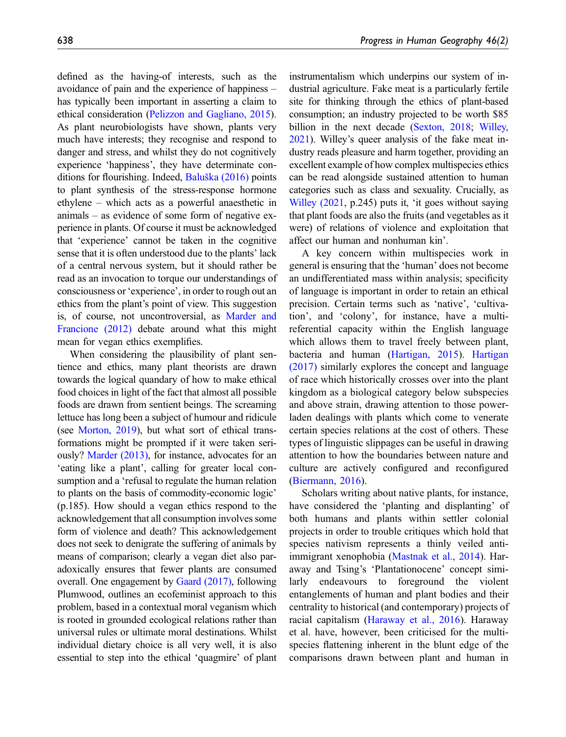defined as the having-of interests, such as the avoidance of pain and the experience of happiness – has typically been important in asserting a claim to ethical consideration (Pelizzon and Gagliano, 2015). As plant neurobiologists have shown, plants very much have interests; they recognise and respond to danger and stress, and whilst they do not cognitively experience 'happiness', they have determinate conditions for flourishing. Indeed, Baluška (2016) points to plant synthesis of the stress-response hormone ethylene – which acts as a powerful anaesthetic in animals – as evidence of some form of negative experience in plants. Of course it must be acknowledged that 'experience' cannot be taken in the cognitive sense that it is often understood due to the plants' lack of a central nervous system, but it should rather be read as an invocation to torque our understandings of consciousness or 'experience', in order to rough out an ethics from the plant's point of view. This suggestion is, of course, not uncontroversial, as Marder and Francione (2012) debate around what this might mean for vegan ethics exemplifies.

When considering the plausibility of plant sentience and ethics, many plant theorists are drawn towards the logical quandary of how to make ethical food choices in light of the fact that almost all possible foods are drawn from sentient beings. The screaming lettuce has long been a subject of humour and ridicule (see Morton, 2019), but what sort of ethical transformations might be prompted if it were taken seriously? Marder (2013), for instance, advocates for an 'eating like a plant', calling for greater local consumption and a 'refusal to regulate the human relation to plants on the basis of commodity-economic logic' (p.185). How should a vegan ethics respond to the acknowledgement that all consumption involves some form of violence and death? This acknowledgement does not seek to denigrate the suffering of animals by means of comparison; clearly a vegan diet also paradoxically ensures that fewer plants are consumed overall. One engagement by Gaard (2017), following Plumwood, outlines an ecofeminist approach to this problem, based in a contextual moral veganism which is rooted in grounded ecological relations rather than universal rules or ultimate moral destinations. Whilst individual dietary choice is all very well, it is also essential to step into the ethical 'quagmire' of plant instrumentalism which underpins our system of industrial agriculture. Fake meat is a particularly fertile site for thinking through the ethics of plant-based consumption; an industry projected to be worth $85 billion in the next decade (Sexton, 2018; Willey, 2021). Willey's queer analysis of the fake meat industry reads pleasure and harm together, providing an excellent example of how complex multispecies ethics can be read alongside sustained attention to human categories such as class and sexuality. Crucially, as Willey (2021, p.245) puts it, 'it goes without saying that plant foods are also the fruits (and vegetables as it were) of relations of violence and exploitation that affect our human and nonhuman kin'.

A key concern within multispecies work in general is ensuring that the 'human' does not become an undifferentiated mass within analysis; specificity of language is important in order to retain an ethical precision. Certain terms such as 'native', 'cultivation', and 'colony', for instance, have a multi-referential capacity within the English language which allows them to travel freely between plant, bacteria and human (Hartigan, 2015). Hartigan (2017) similarly explores the concept and language of race which historically crosses over into the plant kingdom as a biological category below subspecies and above strain, drawing attention to those power-laden dealings with plants which come to venerate certain species relations at the cost of others. These types of linguistic slippages can be useful in drawing attention to how the boundaries between nature and culture are actively configured and reconfigured (Biermann, 2016).

Scholars writing about native plants, for instance, have considered the 'planting and displanting' of both humans and plants within settler colonial projects in order to trouble critiques which hold that species nativism represents a thinly veiled anti-immigrant xenophobia (Mastnak et al., 2014). Haraway and Tsing's 'Plantationocene' concept similarly endeavours to foreground the violent entanglements of human and plant bodies and their centrality to historical (and contemporary) projects of racial capitalism (Haraway et al., 2016). Haraway et al. have, however, been criticised for the multispecies flattening inherent in the blunt edge of the comparisons drawn between plant and human in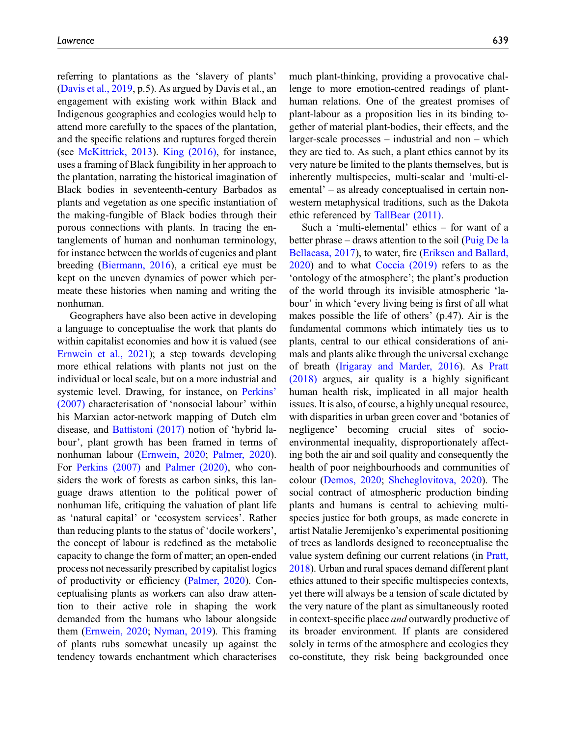referring to plantations as the 'slavery of plants' (Davis et al., 2019, p.5). As argued by Davis et al., an engagement with existing work within Black and Indigenous geographies and ecologies would help to attend more carefully to the spaces of the plantation, and the specific relations and ruptures forged therein (see McKittrick, 2013). King (2016), for instance, uses a framing of Black fungibility in her approach to the plantation, narrating the historical imagination of Black bodies in seventeenth-century Barbados as plants and vegetation as one specific instantiation of the making-fungible of Black bodies through their porous connections with plants. In tracing the entanglements of human and nonhuman terminology, for instance between the worlds of eugenics and plant breeding (Biermann, 2016), a critical eye must be kept on the uneven dynamics of power which permeate these histories when naming and writing the nonhuman.

Geographers have also been active in developing a language to conceptualise the work that plants do within capitalist economies and how it is valued (see Ernwein et al., 2021); a step towards developing more ethical relations with plants not just on the individual or local scale, but on a more industrial and systemic level. Drawing, for instance, on Perkins' (2007) characterisation of 'nonsocial labour' within his Marxian actor-network mapping of Dutch elm disease, and Battistoni (2017) notion of 'hybrid labour', plant growth has been framed in terms of nonhuman labour (Ernwein, 2020; Palmer, 2020). For Perkins (2007) and Palmer (2020), who considers the work of forests as carbon sinks, this language draws attention to the political power of nonhuman life, critiquing the valuation of plant life as 'natural capital' or 'ecosystem services'. Rather than reducing plants to the status of 'docile workers', the concept of labour is redefined as the metabolic capacity to change the form of matter; an open-ended process not necessarily prescribed by capitalist logics of productivity or efficiency (Palmer, 2020). Conceptualising plants as workers can also draw attention to their active role in shaping the work demanded from the humans who labour alongside them (Ernwein, 2020; Nyman, 2019). This framing of plants rubs somewhat uneasily up against the tendency towards enchantment which characterises much plant-thinking, providing a provocative challenge to more emotion-centred readings of plant-human relations. One of the greatest promises of plant-labour as a proposition lies in its binding together of material plant-bodies, their effects, and the larger-scale processes – industrial and non – which they are tied to. As such, a plant ethics cannot by its very nature be limited to the plants themselves, but is inherently multispecies, multi-scalar and 'multi-elemental' – as already conceptualised in certain non-western metaphysical traditions, such as the Dakota ethic referenced by TallBear (2011).

Such a 'multi-elemental' ethics – for want of a better phrase – draws attention to the soil (Puig De la Bellacasa, 2017), to water, fire (Eriksen and Ballard, 2020) and to what Coccia (2019) refers to as the 'ontology of the atmosphere'; the plant's production of the world through its invisible atmospheric 'labour' in which 'every living being is first of all what makes possible the life of others' (p.47). Air is the fundamental commons which intimately ties us to plants, central to our ethical considerations of animals and plants alike through the universal exchange of breath (Irigaray and Marder, 2016). As Pratt (2018) argues, air quality is a highly significant human health risk, implicated in all major health issues. It is also, of course, a highly unequal resource, with disparities in urban green cover and 'botanies of negligence' becoming crucial sites of socio-environmental inequality, disproportionately affecting both the air and soil quality and consequently the health of poor neighbourhoods and communities of colour (Demos, 2020; Shcheglovitova, 2020). The social contract of atmospheric production binding plants and humans is central to achieving multispecies justice for both groups, as made concrete in artist Natalie Jeremijenko's experimental positioning of trees as landlords designed to reconceptualise the value system defining our current relations (in Pratt, 2018). Urban and rural spaces demand different plant ethics attuned to their specific multispecies contexts, yet there will always be a tension of scale dictated by the very nature of the plant as simultaneously rooted in context-specific place *and* outwardly productive of its broader environment. If plants are considered solely in terms of the atmosphere and ecologies they co-constitute, they risk being backgrounded once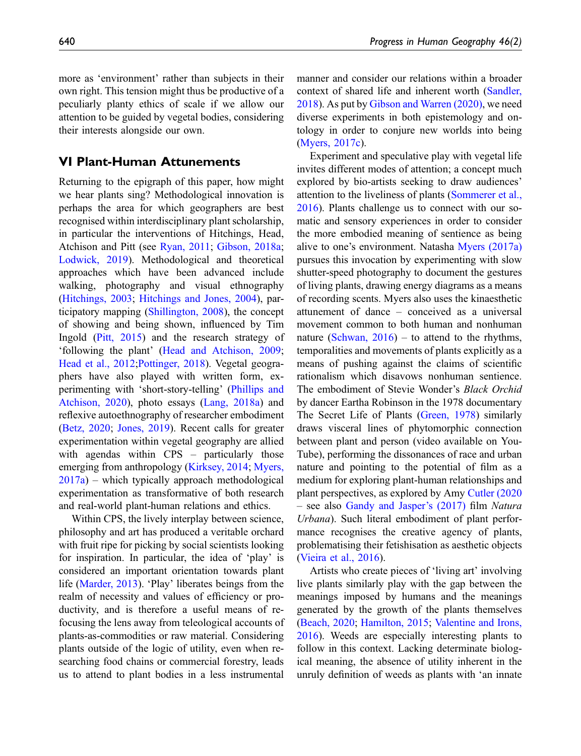more as 'environment' rather than subjects in their own right. This tension might thus be productive of a peculiarly planty ethics of scale if we allow our attention to be guided by vegetal bodies, considering their interests alongside our own.

## VI Plant-Human Attunements

Returning to the epigraph of this paper, how might we hear plants sing? Methodological innovation is perhaps the area for which geographers are best recognised within interdisciplinary plant scholarship, in particular the interventions of Hitchings, Head, Atchison and Pitt (see Ryan, 2011; Gibson, 2018a; Lodwick, 2019). Methodological and theoretical approaches which have been advanced include walking, photography and visual ethnography (Hitchings, 2003; Hitchings and Jones, 2004), participatory mapping (Shillington, 2008), the concept of showing and being shown, influenced by Tim Ingold (Pitt, 2015) and the research strategy of 'following the plant' (Head and Atchison, 2009; Head et al., 2012;Pottinger, 2018). Vegetal geographers have also played with written form, experimenting with 'short-story-telling' (Phillips and Atchison, 2020), photo essays (Lang, 2018a) and reflexive autoethnography of researcher embodiment (Betz, 2020; Jones, 2019). Recent calls for greater experimentation within vegetal geography are allied with agendas within CPS – particularly those emerging from anthropology (Kirksey, 2014; Myers, 2017a) – which typically approach methodological experimentation as transformative of both research and real-world plant-human relations and ethics.

Within CPS, the lively interplay between science, philosophy and art has produced a veritable orchard with fruit ripe for picking by social scientists looking for inspiration. In particular, the idea of 'play' is considered an important orientation towards plant life (Marder, 2013). 'Play' liberates beings from the realm of necessity and values of efficiency or productivity, and is therefore a useful means of refocusing the lens away from teleological accounts of plants-as-commodities or raw material. Considering plants outside of the logic of utility, even when researching food chains or commercial forestry, leads us to attend to plant bodies in a less instrumental manner and consider our relations within a broader context of shared life and inherent worth (Sandler, 2018). As put by Gibson and Warren (2020), we need diverse experiments in both epistemology and ontology in order to conjure new worlds into being (Myers, 2017c).

Experiment and speculative play with vegetal life invites different modes of attention; a concept much explored by bio-artists seeking to draw audiences' attention to the liveliness of plants (Sommerer et al., 2016). Plants challenge us to connect with our somatic and sensory experiences in order to consider the more embodied meaning of sentience as being alive to one's environment. Natasha Myers (2017a) pursues this invocation by experimenting with slow shutter-speed photography to document the gestures of living plants, drawing energy diagrams as a means of recording scents. Myers also uses the kinaesthetic attunement of dance – conceived as a universal movement common to both human and nonhuman nature (Schwan, 2016) – to attend to the rhythms, temporalities and movements of plants explicitly as a means of pushing against the claims of scientific rationalism which disavows nonhuman sentience. The embodiment of Stevie Wonder's *Black Orchid* by dancer Eartha Robinson in the 1978 documentary The Secret Life of Plants (Green, 1978) similarly draws visceral lines of phytomorphic connection between plant and person (video available on YouTube), performing the dissonances of race and urban nature and pointing to the potential of film as a medium for exploring plant-human relationships and plant perspectives, as explored by Amy Cutler (2020 – see also Gandy and Jasper's (2017) film *Natura Urbana*). Such literal embodiment of plant performance recognises the creative agency of plants, problematising their fetishisation as aesthetic objects (Vieira et al., 2016).

Artists who create pieces of 'living art' involving live plants similarly play with the gap between the meanings imposed by humans and the meanings generated by the growth of the plants themselves (Beach, 2020; Hamilton, 2015; Valentine and Irons, 2016). Weeds are especially interesting plants to follow in this context. Lacking determinate biological meaning, the absence of utility inherent in the unruly definition of weeds as plants with 'an innate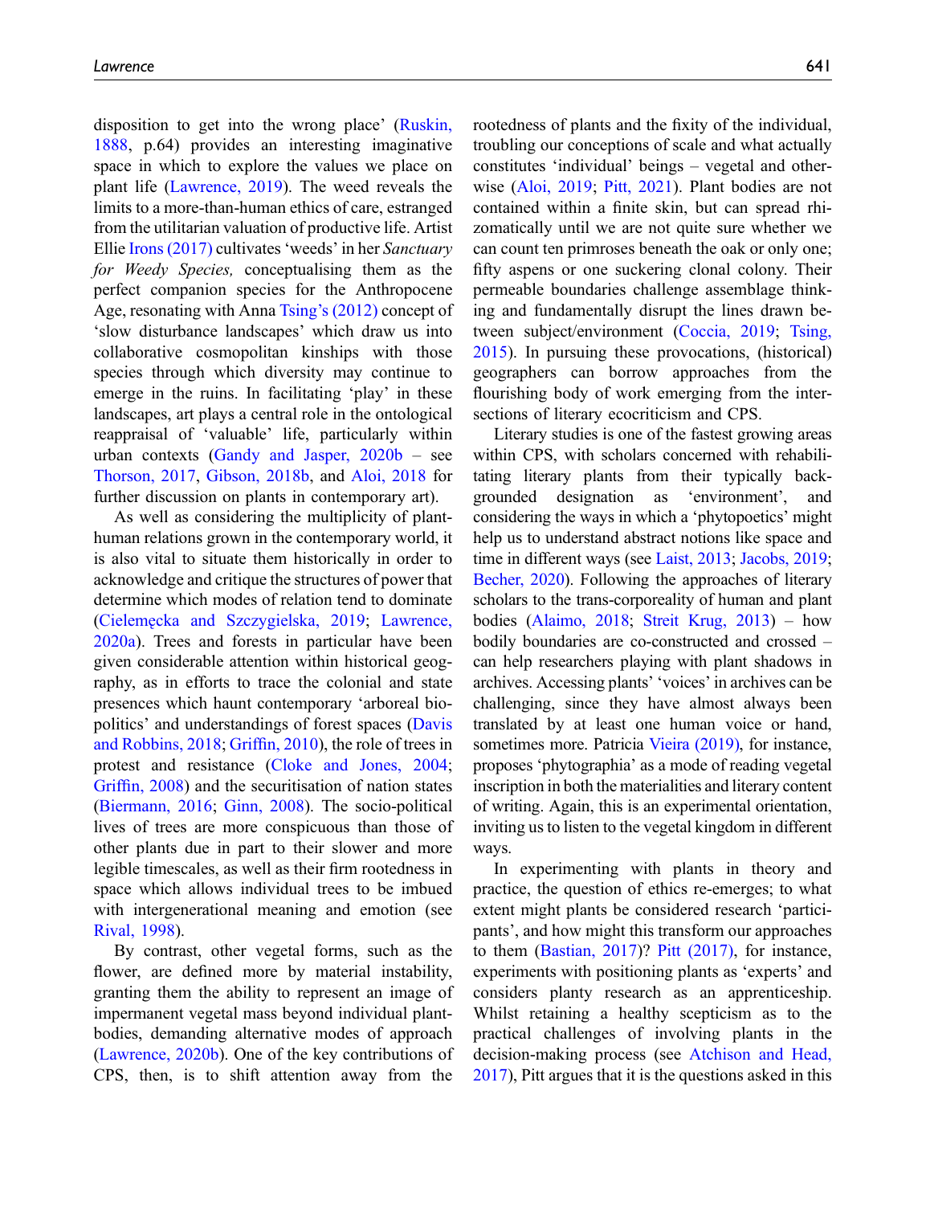disposition to get into the wrong place' (Ruskin, 1888, p.64) provides an interesting imaginative space in which to explore the values we place on plant life (Lawrence, 2019). The weed reveals the limits to a more-than-human ethics of care, estranged from the utilitarian valuation of productive life. Artist Ellie Irons (2017) cultivates 'weeds' in her *Sanctuary for Weedy Species,* conceptualising them as the perfect companion species for the Anthropocene Age, resonating with Anna Tsing's (2012) concept of 'slow disturbance landscapes' which draw us into collaborative cosmopolitan kinships with those species through which diversity may continue to emerge in the ruins. In facilitating 'play' in these landscapes, art plays a central role in the ontological reappraisal of 'valuable' life, particularly within urban contexts (Gandy and Jasper, 2020b – see Thorson, 2017, Gibson, 2018b, and Aloi, 2018 for further discussion on plants in contemporary art).

As well as considering the multiplicity of plant-human relations grown in the contemporary world, it is also vital to situate them historically in order to acknowledge and critique the structures of power that determine which modes of relation tend to dominate (Cielemęcka and Szczygielska, 2019; Lawrence, 2020a). Trees and forests in particular have been given considerable attention within historical geography, as in efforts to trace the colonial and state presences which haunt contemporary 'arboreal bio-politics' and understandings of forest spaces (Davis and Robbins, 2018; Griffin, 2010), the role of trees in protest and resistance (Cloke and Jones, 2004; Griffin, 2008) and the securitisation of nation states (Biermann, 2016; Ginn, 2008). The socio-political lives of trees are more conspicuous than those of other plants due in part to their slower and more legible timescales, as well as their firm rootedness in space which allows individual trees to be imbued with intergenerational meaning and emotion (see Rival, 1998).

By contrast, other vegetal forms, such as the flower, are defined more by material instability, granting them the ability to represent an image of impermanent vegetal mass beyond individual plant-bodies, demanding alternative modes of approach (Lawrence, 2020b). One of the key contributions of CPS, then, is to shift attention away from the rootedness of plants and the fixity of the individual, troubling our conceptions of scale and what actually constitutes 'individual' beings – vegetal and otherwise (Aloi, 2019; Pitt, 2021). Plant bodies are not contained within a finite skin, but can spread rhizomatically until we are not quite sure whether we can count ten primroses beneath the oak or only one; fifty aspens or one suckering clonal colony. Their permeable boundaries challenge assemblage thinking and fundamentally disrupt the lines drawn between subject/environment (Coccia, 2019; Tsing, 2015). In pursuing these provocations, (historical) geographers can borrow approaches from the flourishing body of work emerging from the intersections of literary ecocriticism and CPS.

Literary studies is one of the fastest growing areas within CPS, with scholars concerned with rehabilitating literary plants from their typically backgrounded designation as 'environment', and considering the ways in which a 'phytopoetics' might help us to understand abstract notions like space and time in different ways (see Laist, 2013; Jacobs, 2019; Becher, 2020). Following the approaches of literary scholars to the trans-corporeality of human and plant bodies (Alaimo, 2018; Streit Krug, 2013) – how bodily boundaries are co-constructed and crossed – can help researchers playing with plant shadows in archives. Accessing plants' 'voices' in archives can be challenging, since they have almost always been translated by at least one human voice or hand, sometimes more. Patricia Vieira (2019), for instance, proposes 'phytographia' as a mode of reading vegetal inscription in both the materialities and literary content of writing. Again, this is an experimental orientation, inviting us to listen to the vegetal kingdom in different ways.

In experimenting with plants in theory and practice, the question of ethics re-emerges; to what extent might plants be considered research 'participants', and how might this transform our approaches to them (Bastian, 2017)? Pitt (2017), for instance, experiments with positioning plants as 'experts' and considers planty research as an apprenticeship. Whilst retaining a healthy scepticism as to the practical challenges of involving plants in the decision-making process (see Atchison and Head, 2017), Pitt argues that it is the questions asked in this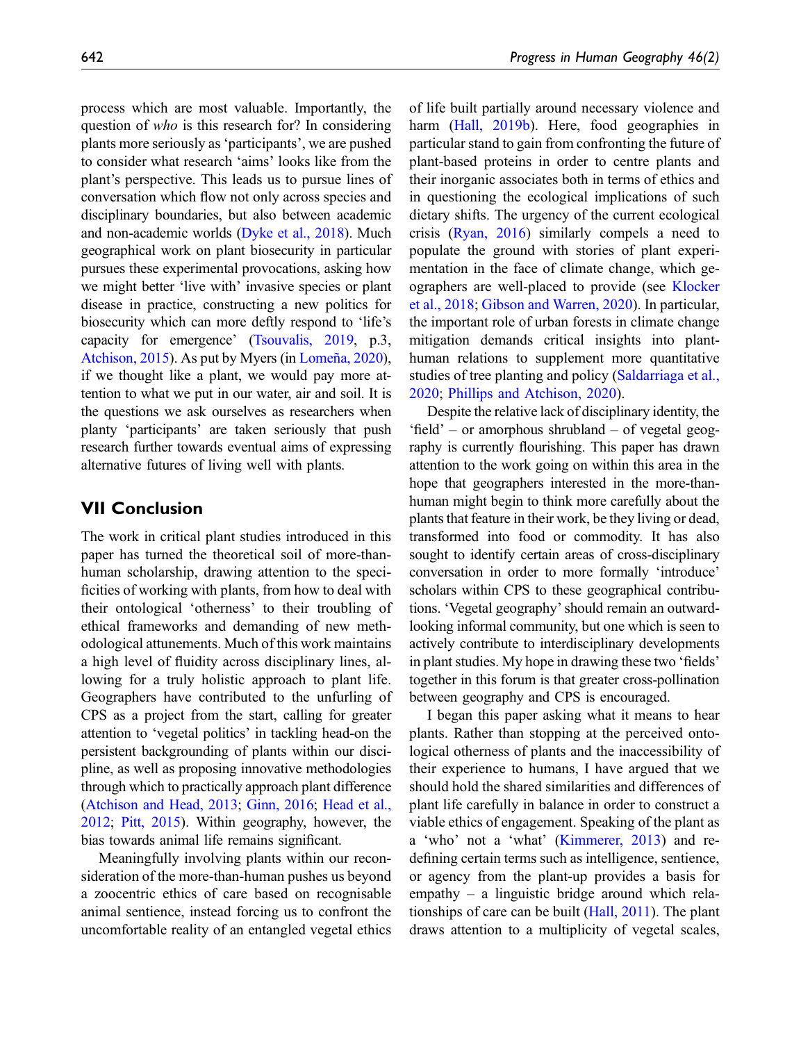process which are most valuable. Importantly, the question of *who* is this research for? In considering plants more seriously as 'participants', we are pushed to consider what research 'aims' looks like from the plant's perspective. This leads us to pursue lines of conversation which flow not only across species and disciplinary boundaries, but also between academic and non-academic worlds (Dyke et al., 2018). Much geographical work on plant biosecurity in particular pursues these experimental provocations, asking how we might better 'live with' invasive species or plant disease in practice, constructing a new politics for biosecurity which can more deftly respond to 'life's capacity for emergence' (Tsouvalis, 2019, p.3, Atchison, 2015). As put by Myers (in Lomeña, 2020), if we thought like a plant, we would pay more attention to what we put in our water, air and soil. It is the questions we ask ourselves as researchers when planty 'participants' are taken seriously that push research further towards eventual aims of expressing alternative futures of living well with plants.

## VII Conclusion

The work in critical plant studies introduced in this paper has turned the theoretical soil of more-than-human scholarship, drawing attention to the specificities of working with plants, from how to deal with their ontological 'otherness' to their troubling of ethical frameworks and demanding of new methodological attunements. Much of this work maintains a high level of fluidity across disciplinary lines, allowing for a truly holistic approach to plant life. Geographers have contributed to the unfurling of CPS as a project from the start, calling for greater attention to 'vegetal politics' in tackling head-on the persistent backgrounding of plants within our discipline, as well as proposing innovative methodologies through which to practically approach plant difference (Atchison and Head, 2013; Ginn, 2016; Head et al., 2012; Pitt, 2015). Within geography, however, the bias towards animal life remains significant.

Meaningfully involving plants within our reconsideration of the more-than-human pushes us beyond a zoocentric ethics of care based on recognisable animal sentience, instead forcing us to confront the uncomfortable reality of an entangled vegetal ethics of life built partially around necessary violence and harm (Hall, 2019b). Here, food geographies in particular stand to gain from confronting the future of plant-based proteins in order to centre plants and their inorganic associates both in terms of ethics and in questioning the ecological implications of such dietary shifts. The urgency of the current ecological crisis (Ryan, 2016) similarly compels a need to populate the ground with stories of plant experimentation in the face of climate change, which geographers are well-placed to provide (see Klocker et al., 2018; Gibson and Warren, 2020). In particular, the important role of urban forests in climate change mitigation demands critical insights into plant-human relations to supplement more quantitative studies of tree planting and policy (Saldarriaga et al., 2020; Phillips and Atchison, 2020).

Despite the relative lack of disciplinary identity, the 'field' – or amorphous shrubland – of vegetal geography is currently flourishing. This paper has drawn attention to the work going on within this area in the hope that geographers interested in the more-than-human might begin to think more carefully about the plants that feature in their work, be they living or dead, transformed into food or commodity. It has also sought to identify certain areas of cross-disciplinary conversation in order to more formally 'introduce' scholars within CPS to these geographical contributions. 'Vegetal geography' should remain an outward-looking informal community, but one which is seen to actively contribute to interdisciplinary developments in plant studies. My hope in drawing these two 'fields' together in this forum is that greater cross-pollination between geography and CPS is encouraged.

I began this paper asking what it means to hear plants. Rather than stopping at the perceived ontological otherness of plants and the inaccessibility of their experience to humans, I have argued that we should hold the shared similarities and differences of plant life carefully in balance in order to construct a viable ethics of engagement. Speaking of the plant as a 'who' not a 'what' (Kimmerer, 2013) and redefining certain terms such as intelligence, sentience, or agency from the plant-up provides a basis for empathy – a linguistic bridge around which relationships of care can be built (Hall, 2011). The plant draws attention to a multiplicity of vegetal scales,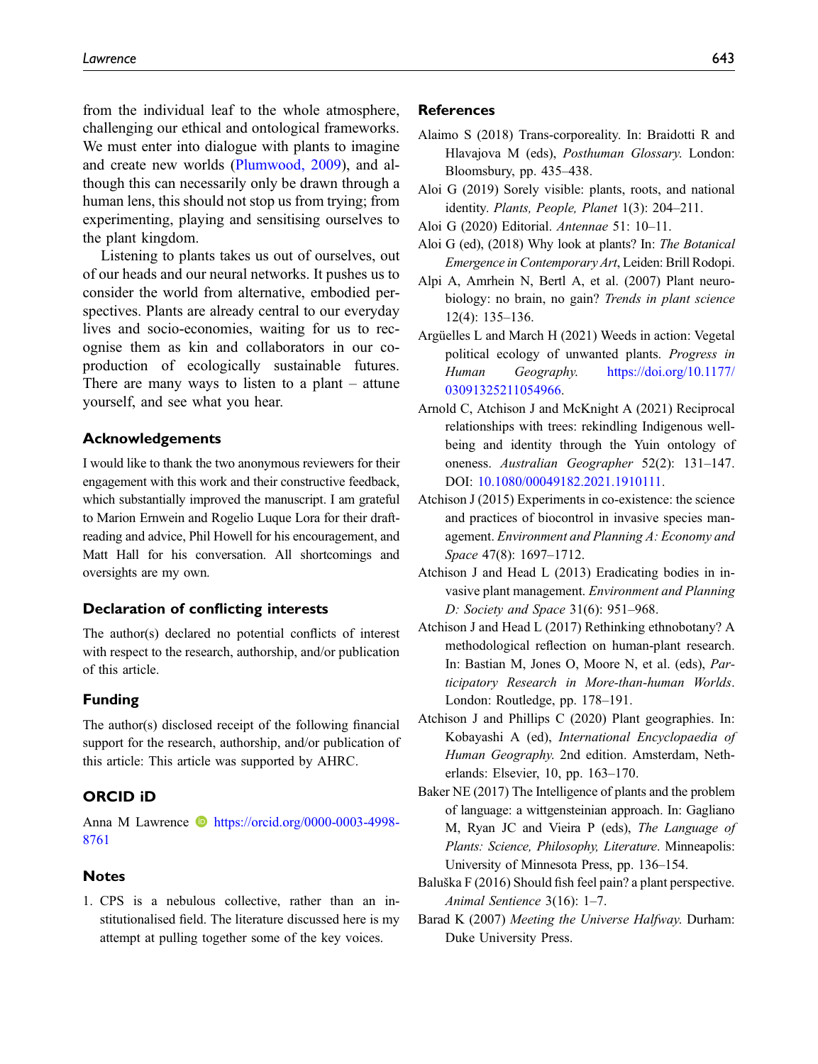from the individual leaf to the whole atmosphere, challenging our ethical and ontological frameworks. We must enter into dialogue with plants to imagine and create new worlds (Plumwood, 2009), and although this can necessarily only be drawn through a human lens, this should not stop us from trying; from experimenting, playing and sensitising ourselves to the plant kingdom.

Listening to plants takes us out of ourselves, out of our heads and our neural networks. It pushes us to consider the world from alternative, embodied perspectives. Plants are already central to our everyday lives and socio-economies, waiting for us to recognise them as kin and collaborators in our co-production of ecologically sustainable futures. There are many ways to listen to a plant – attune yourself, and see what you hear.

## Acknowledgements

I would like to thank the two anonymous reviewers for their engagement with this work and their constructive feedback, which substantially improved the manuscript. I am grateful to Marion Ernwein and Rogelio Luque Lora for their draft-reading and advice, Phil Howell for his encouragement, and Matt Hall for his conversation. All shortcomings and oversights are my own.

## Declaration of conflicting interests

The author(s) declared no potential conflicts of interest with respect to the research, authorship, and/or publication of this article.

## Funding

The author(s) disclosed receipt of the following financial support for the research, authorship, and/or publication of this article: This article was supported by AHRC.

## ORCID iD

Anna M Lawrence https://orcid.org/0000-0003-4998-8761

## Notes

1. CPS is a nebulous collective, rather than an institutionalised field. The literature discussed here is my attempt at pulling together some of the key voices.

## References

Alaimo S (2018) Trans-corporeality. In: Braidotti R and Hlavajova M (eds), *Posthuman Glossary*. London: Bloomsbury, pp. 435–438.

Aloi G (2019) Sorely visible: plants, roots, and national identity. *Plants, People, Planet* 1(3): 204–211.

Aloi G (2020) Editorial. *Antennae* 51: 10–11.

Aloi G (ed), (2018) Why look at plants? In: *The Botanical Emergence in Contemporary Art*, Leiden: Brill Rodopi.

Alpi A, Amrhein N, Bertl A, et al. (2007) Plant neurobiology: no brain, no gain? *Trends in plant science* 12(4): 135–136.

Argüelles L and March H (2021) Weeds in action: Vegetal political ecology of unwanted plants. *Progress in Human Geography*. https://doi.org/10.1177/03091325211054966.

Arnold C, Atchison J and McKnight A (2021) Reciprocal relationships with trees: rekindling Indigenous wellbeing and identity through the Yuin ontology of oneness. *Australian Geographer* 52(2): 131–147. DOI: 10.1080/00049182.2021.1910111.

Atchison J (2015) Experiments in co-existence: the science and practices of biocontrol in invasive species management. *Environment and Planning A: Economy and Space* 47(8): 1697–1712.

Atchison J and Head L (2013) Eradicating bodies in invasive plant management. *Environment and Planning D: Society and Space* 31(6): 951–968.

Atchison J and Head L (2017) Rethinking ethnobotany? A methodological reflection on human-plant research. In: Bastian M, Jones O, Moore N, et al. (eds), *Participatory Research in More-than-human Worlds*. London: Routledge, pp. 178–191.

Atchison J and Phillips C (2020) Plant geographies. In: Kobayashi A (ed), *International Encyclopaedia of Human Geography*. 2nd edition. Amsterdam, Netherlands: Elsevier, 10, pp. 163–170.

Baker NE (2017) The Intelligence of plants and the problem of language: a wittgensteinian approach. In: Gagliano M, Ryan JC and Vieira P (eds), *The Language of Plants: Science, Philosophy, Literature*. Minneapolis: University of Minnesota Press, pp. 136–154.

Baluška F (2016) Should fish feel pain? a plant perspective. *Animal Sentience* 3(16): 1–7.

Barad K (2007) *Meeting the Universe Halfway*. Durham: Duke University Press.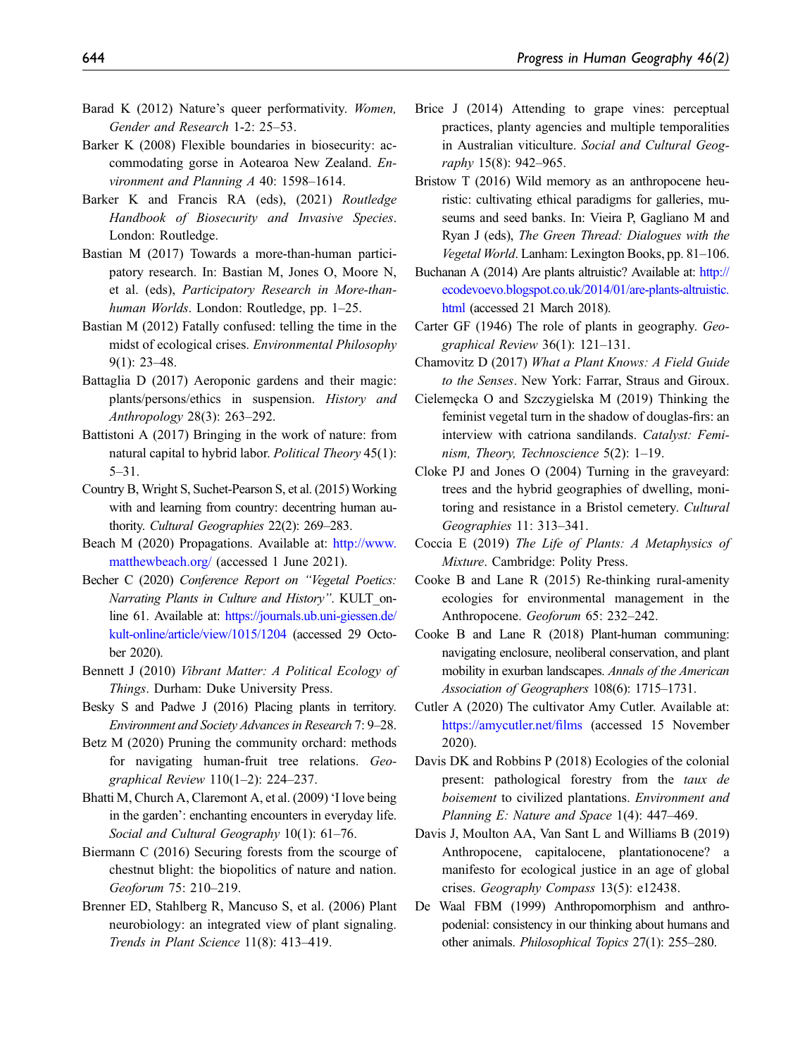Barad K (2012) Nature's queer performativity. *Women, Gender and Research* 1-2: 25–53.

Barker K (2008) Flexible boundaries in biosecurity: accommodating gorse in Aotearoa New Zealand. *Environment and Planning A* 40: 1598–1614.

Barker K and Francis RA (eds), (2021) *Routledge Handbook of Biosecurity and Invasive Species*. London: Routledge.

Bastian M (2017) Towards a more-than-human participatory research. In: Bastian M, Jones O, Moore N, et al. (eds), *Participatory Research in More-than-human Worlds*. London: Routledge, pp. 1–25.

Bastian M (2012) Fatally confused: telling the time in the midst of ecological crises. *Environmental Philosophy* 9(1): 23–48.

Battaglia D (2017) Aeroponic gardens and their magic: plants/persons/ethics in suspension. *History and Anthropology* 28(3): 263–292.

Battistoni A (2017) Bringing in the work of nature: from natural capital to hybrid labor. *Political Theory* 45(1): 5–31.

Country B, Wright S, Suchet-Pearson S, et al. (2015) Working with and learning from country: decentring human authority. *Cultural Geographies* 22(2): 269–283.

Beach M (2020) Propagations. Available at: http://www.matthewbeach.org/ (accessed 1 June 2021).

Becher C (2020) *Conference Report on "Vegetal Poetics: Narrating Plants in Culture and History"*. KULT_online 61. Available at: https://journals.ub.uni-giessen.de/kult-online/article/view/1015/1204 (accessed 29 October 2020).

Bennett J (2010) *Vibrant Matter: A Political Ecology of Things*. Durham: Duke University Press.

Besky S and Padwe J (2016) Placing plants in territory. *Environment and Society Advances in Research* 7: 9–28.

Betz M (2020) Pruning the community orchard: methods for navigating human-fruit tree relations. *Geographical Review* 110(1–2): 224–237.

Bhatti M, Church A, Claremont A, et al. (2009) 'I love being in the garden': enchanting encounters in everyday life. *Social and Cultural Geography* 10(1): 61–76.

Biermann C (2016) Securing forests from the scourge of chestnut blight: the biopolitics of nature and nation. *Geoforum* 75: 210–219.

Brenner ED, Stahlberg R, Mancuso S, et al. (2006) Plant neurobiology: an integrated view of plant signaling. *Trends in Plant Science* 11(8): 413–419.

Brice J (2014) Attending to grape vines: perceptual practices, planty agencies and multiple temporalities in Australian viticulture. *Social and Cultural Geography* 15(8): 942–965.

Bristow T (2016) Wild memory as an anthropocene heuristic: cultivating ethical paradigms for galleries, museums and seed banks. In: Vieira P, Gagliano M and Ryan J (eds), *The Green Thread: Dialogues with the Vegetal World*. Lanham: Lexington Books, pp. 81–106.

Buchanan A (2014) Are plants altruistic? Available at: http://ecodevoevo.blogspot.co.uk/2014/01/are-plants-altruistic.html (accessed 21 March 2018).

Carter GF (1946) The role of plants in geography. *Geographical Review* 36(1): 121–131.

Chamovitz D (2017) *What a Plant Knows: A Field Guide to the Senses*. New York: Farrar, Straus and Giroux.

Cielemęcka O and Szczygielska M (2019) Thinking the feminist vegetal turn in the shadow of douglas-firs: an interview with catriona sandilands. *Catalyst: Feminism, Theory, Technoscience* 5(2): 1–19.

Cloke PJ and Jones O (2004) Turning in the graveyard: trees and the hybrid geographies of dwelling, monitoring and resistance in a Bristol cemetery. *Cultural Geographies* 11: 313–341.

Coccia E (2019) *The Life of Plants: A Metaphysics of Mixture*. Cambridge: Polity Press.

Cooke B and Lane R (2015) Re-thinking rural-amenity ecologies for environmental management in the Anthropocene. *Geoforum* 65: 232–242.

Cooke B and Lane R (2018) Plant-human communing: navigating enclosure, neoliberal conservation, and plant mobility in exurban landscapes. *Annals of the American Association of Geographers* 108(6): 1715–1731.

Cutler A (2020) The cultivator Amy Cutler. Available at: https://amycutler.net/films (accessed 15 November 2020).

Davis DK and Robbins P (2018) Ecologies of the colonial present: pathological forestry from the *taux de boisement* to civilized plantations. *Environment and Planning E: Nature and Space* 1(4): 447–469.

Davis J, Moulton AA, Van Sant L and Williams B (2019) Anthropocene, capitalocene, plantationocene? a manifesto for ecological justice in an age of global crises. *Geography Compass* 13(5): e12438.

De Waal FBM (1999) Anthropomorphism and anthropodenial: consistency in our thinking about humans and other animals. *Philosophical Topics* 27(1): 255–280.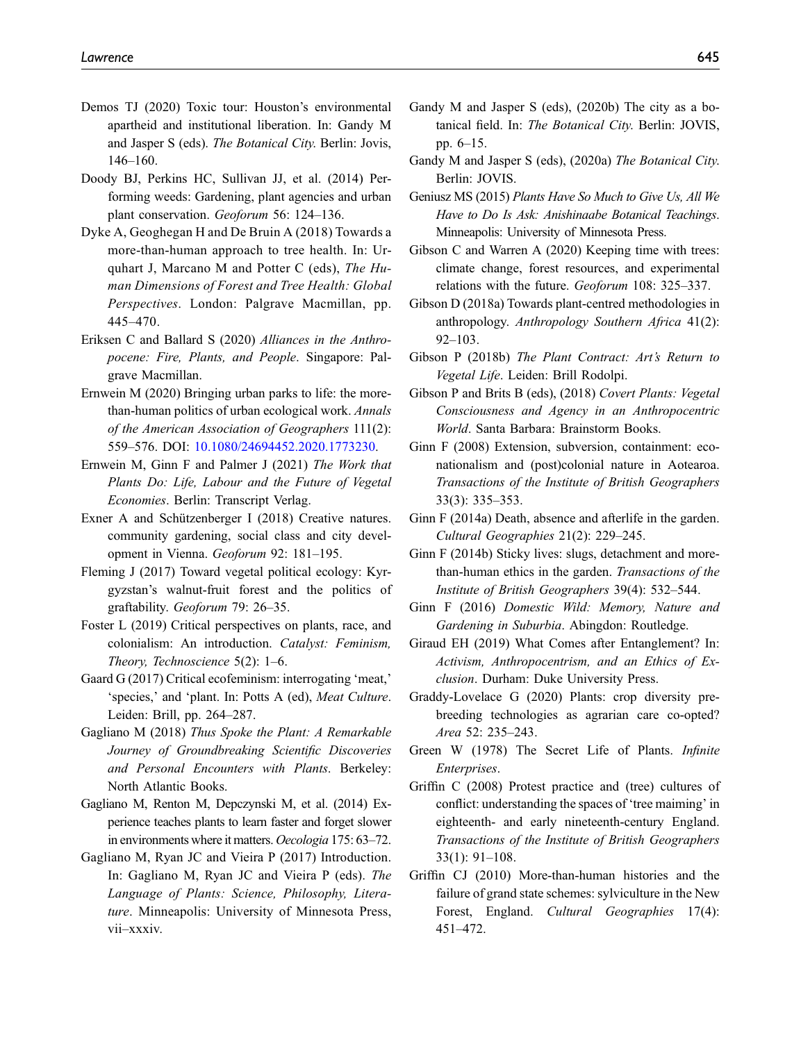Demos TJ (2020) Toxic tour: Houston's environmental apartheid and institutional liberation. In: Gandy M and Jasper S (eds). *The Botanical City*. Berlin: Jovis, 146–160.

Doody BJ, Perkins HC, Sullivan JJ, et al. (2014) Performing weeds: Gardening, plant agencies and urban plant conservation. *Geoforum* 56: 124–136.

Dyke A, Geoghegan H and De Bruin A (2018) Towards a more-than-human approach to tree health. In: Urquhart J, Marcano M and Potter C (eds), *The Human Dimensions of Forest and Tree Health: Global Perspectives*. London: Palgrave Macmillan, pp. 445–470.

Eriksen C and Ballard S (2020) *Alliances in the Anthropocene: Fire, Plants, and People*. Singapore: Palgrave Macmillan.

Ernwein M (2020) Bringing urban parks to life: the more-than-human politics of urban ecological work. *Annals of the American Association of Geographers* 111(2): 559–576. DOI: 10.1080/24694452.2020.1773230.

Ernwein M, Ginn F and Palmer J (2021) *The Work that Plants Do: Life, Labour and the Future of Vegetal Economies*. Berlin: Transcript Verlag.

Exner A and Schützenberger I (2018) Creative natures. community gardening, social class and city development in Vienna. *Geoforum* 92: 181–195.

Fleming J (2017) Toward vegetal political ecology: Kyrgyzstan's walnut-fruit forest and the politics of graftability. *Geoforum* 79: 26–35.

Foster L (2019) Critical perspectives on plants, race, and colonialism: An introduction. *Catalyst: Feminism, Theory, Technoscience* 5(2): 1–6.

Gaard G (2017) Critical ecofeminism: interrogating 'meat,' 'species,' and 'plant. In: Potts A (ed), *Meat Culture*. Leiden: Brill, pp. 264–287.

Gagliano M (2018) *Thus Spoke the Plant: A Remarkable Journey of Groundbreaking Scientific Discoveries and Personal Encounters with Plants*. Berkeley: North Atlantic Books.

Gagliano M, Renton M, Depczynski M, et al. (2014) Experience teaches plants to learn faster and forget slower in environments where it matters. *Oecologia* 175: 63–72.

Gagliano M, Ryan JC and Vieira P (2017) Introduction. In: Gagliano M, Ryan JC and Vieira P (eds). *The Language of Plants: Science, Philosophy, Literature*. Minneapolis: University of Minnesota Press, vii–xxxiv.

Gandy M and Jasper S (eds), (2020b) The city as a botanical field. In: *The Botanical City*. Berlin: JOVIS, pp. 6–15.

Gandy M and Jasper S (eds), (2020a) *The Botanical City*. Berlin: JOVIS.

Geniusz MS (2015) *Plants Have So Much to Give Us, All We Have to Do Is Ask: Anishinaabe Botanical Teachings*. Minneapolis: University of Minnesota Press.

Gibson C and Warren A (2020) Keeping time with trees: climate change, forest resources, and experimental relations with the future. *Geoforum* 108: 325–337.

Gibson D (2018a) Towards plant-centred methodologies in anthropology. *Anthropology Southern Africa* 41(2): 92–103.

Gibson P (2018b) *The Plant Contract: Art's Return to Vegetal Life*. Leiden: Brill Rodolpi.

Gibson P and Brits B (eds), (2018) *Covert Plants: Vegetal Consciousness and Agency in an Anthropocentric World*. Santa Barbara: Brainstorm Books.

Ginn F (2008) Extension, subversion, containment: econationalism and (post)colonial nature in Aotearoa. *Transactions of the Institute of British Geographers* 33(3): 335–353.

Ginn F (2014a) Death, absence and afterlife in the garden. *Cultural Geographies* 21(2): 229–245.

Ginn F (2014b) Sticky lives: slugs, detachment and more-than-human ethics in the garden. *Transactions of the Institute of British Geographers* 39(4): 532–544.

Ginn F (2016) *Domestic Wild: Memory, Nature and Gardening in Suburbia*. Abingdon: Routledge.

Giraud EH (2019) What Comes after Entanglement? In: *Activism, Anthropocentrism, and an Ethics of Exclusion*. Durham: Duke University Press.

Graddy-Lovelace G (2020) Plants: crop diversity pre-breeding technologies as agrarian care co-opted? *Area* 52: 235–243.

Green W (1978) The Secret Life of Plants. *Infinite Enterprises*.

Griffin C (2008) Protest practice and (tree) cultures of conflict: understanding the spaces of 'tree maiming' in eighteenth- and early nineteenth-century England. *Transactions of the Institute of British Geographers* 33(1): 91–108.

Griffin CJ (2010) More-than-human histories and the failure of grand state schemes: sylviculture in the New Forest, England. *Cultural Geographies* 17(4): 451–472.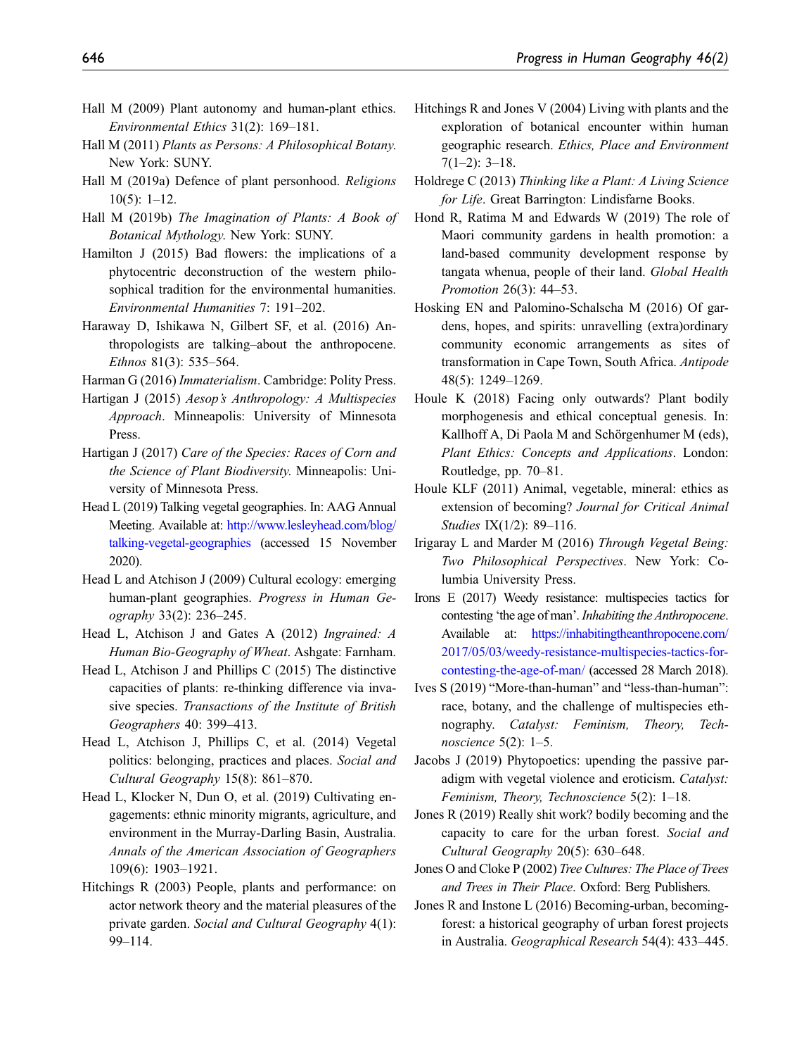Hall M (2009) Plant autonomy and human-plant ethics. *Environmental Ethics* 31(2): 169–181.

Hall M (2011) *Plants as Persons: A Philosophical Botany*. New York: SUNY.

Hall M (2019a) Defence of plant personhood. *Religions* 10(5): 1–12.

Hall M (2019b) *The Imagination of Plants: A Book of Botanical Mythology*. New York: SUNY.

Hamilton J (2015) Bad flowers: the implications of a phytocentric deconstruction of the western philosophical tradition for the environmental humanities. *Environmental Humanities* 7: 191–202.

Haraway D, Ishikawa N, Gilbert SF, et al. (2016) Anthropologists are talking–about the anthropocene. *Ethnos* 81(3): 535–564.

Harman G (2016) *Immaterialism*. Cambridge: Polity Press.

Hartigan J (2015) *Aesop's Anthropology: A Multispecies Approach*. Minneapolis: University of Minnesota Press.

Hartigan J (2017) *Care of the Species: Races of Corn and the Science of Plant Biodiversity*. Minneapolis: University of Minnesota Press.

Head L (2019) Talking vegetal geographies. In: AAG Annual Meeting. Available at: http://www.lesleyhead.com/blog/talking-vegetal-geographies (accessed 15 November 2020).

Head L and Atchison J (2009) Cultural ecology: emerging human-plant geographies. *Progress in Human Geography* 33(2): 236–245.

Head L, Atchison J and Gates A (2012) *Ingrained: A Human Bio-Geography of Wheat*. Ashgate: Farnham.

Head L, Atchison J and Phillips C (2015) The distinctive capacities of plants: re-thinking difference via invasive species. *Transactions of the Institute of British Geographers* 40: 399–413.

Head L, Atchison J, Phillips C, et al. (2014) Vegetal politics: belonging, practices and places. *Social and Cultural Geography* 15(8): 861–870.

Head L, Klocker N, Dun O, et al. (2019) Cultivating engagements: ethnic minority migrants, agriculture, and environment in the Murray-Darling Basin, Australia. *Annals of the American Association of Geographers* 109(6): 1903–1921.

Hitchings R (2003) People, plants and performance: on actor network theory and the material pleasures of the private garden. *Social and Cultural Geography* 4(1): 99–114.

Hitchings R and Jones V (2004) Living with plants and the exploration of botanical encounter within human geographic research. *Ethics, Place and Environment* 7(1–2): 3–18.

Holdrege C (2013) *Thinking like a Plant: A Living Science for Life*. Great Barrington: Lindisfarne Books.

Hond R, Ratima M and Edwards W (2019) The role of Maori community gardens in health promotion: a land-based community development response by tangata whenua, people of their land. *Global Health Promotion* 26(3): 44–53.

Hosking EN and Palomino-Schalscha M (2016) Of gardens, hopes, and spirits: unravelling (extra)ordinary community economic arrangements as sites of transformation in Cape Town, South Africa. *Antipode* 48(5): 1249–1269.

Houle K (2018) Facing only outwards? Plant bodily morphogenesis and ethical conceptual genesis. In: Kallhoff A, Di Paola M and Schörgenhumer M (eds), *Plant Ethics: Concepts and Applications*. London: Routledge, pp. 70–81.

Houle KLF (2011) Animal, vegetable, mineral: ethics as extension of becoming? *Journal for Critical Animal Studies* IX(1/2): 89–116.

Irigaray L and Marder M (2016) *Through Vegetal Being: Two Philosophical Perspectives*. New York: Columbia University Press.

Irons E (2017) Weedy resistance: multispecies tactics for contesting 'the age of man'. *Inhabiting the Anthropocene*. Available at: https://inhabitingtheanthropocene.com/2017/05/03/weedy-resistance-multispecies-tactics-for-contesting-the-age-of-man/ (accessed 28 March 2018).

Ives S (2019) "More-than-human" and "less-than-human": race, botany, and the challenge of multispecies ethnography. *Catalyst: Feminism, Theory, Technoscience* 5(2): 1–5.

Jacobs J (2019) Phytopoetics: upending the passive paradigm with vegetal violence and eroticism. *Catalyst: Feminism, Theory, Technoscience* 5(2): 1–18.

Jones R (2019) Really shit work? bodily becoming and the capacity to care for the urban forest. *Social and Cultural Geography* 20(5): 630–648.

Jones O and Cloke P (2002) *Tree Cultures: The Place of Trees and Trees in Their Place*. Oxford: Berg Publishers.

Jones R and Instone L (2016) Becoming-urban, becoming-forest: a historical geography of urban forest projects in Australia. *Geographical Research* 54(4): 433–445.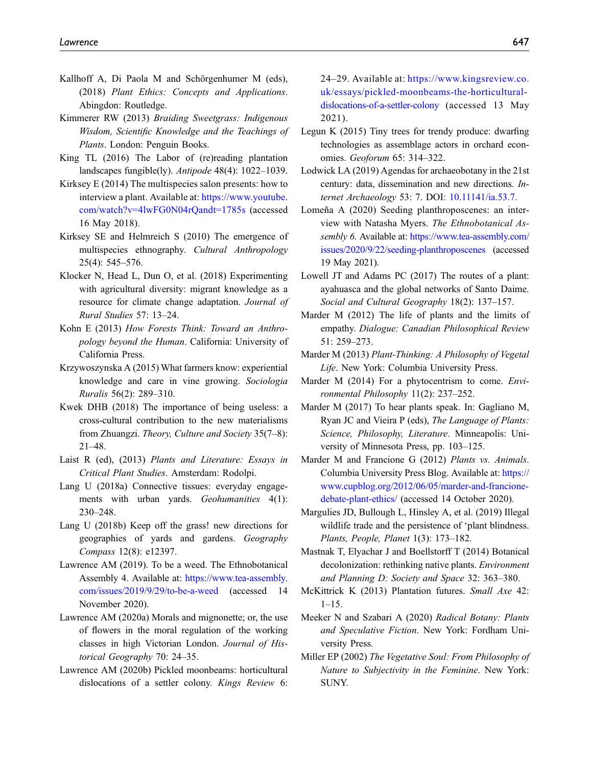Kallhoff A, Di Paola M and Schörgenhumer M (eds), (2018) *Plant Ethics: Concepts and Applications*. Abingdon: Routledge.

Kimmerer RW (2013) *Braiding Sweetgrass: Indigenous Wisdom, Scientific Knowledge and the Teachings of Plants*. London: Penguin Books.

King TL (2016) The Labor of (re)reading plantation landscapes fungible(ly). *Antipode* 48(4): 1022–1039.

Kirksey E (2014) The multispecies salon presents: how to interview a plant. Available at: https://www.youtube.com/watch?v=4lwFG0N04rQandt=1785s (accessed 16 May 2018).

Kirksey SE and Helmreich S (2010) The emergence of multispecies ethnography. *Cultural Anthropology* 25(4): 545–576.

Klocker N, Head L, Dun O, et al. (2018) Experimenting with agricultural diversity: migrant knowledge as a resource for climate change adaptation. *Journal of Rural Studies* 57: 13–24.

Kohn E (2013) *How Forests Think: Toward an Anthropology beyond the Human*. California: University of California Press.

Krzywoszynska A (2015) What farmers know: experiential knowledge and care in vine growing. *Sociologia Ruralis* 56(2): 289–310.

Kwek DHB (2018) The importance of being useless: a cross-cultural contribution to the new materialisms from Zhuangzi. *Theory, Culture and Society* 35(7–8): 21–48.

Laist R (ed), (2013) *Plants and Literature: Essays in Critical Plant Studies*. Amsterdam: Rodolpi.

Lang U (2018a) Connective tissues: everyday engagements with urban yards. *Geohumanities* 4(1): 230–248.

Lang U (2018b) Keep off the grass! new directions for geographies of yards and gardens. *Geography Compass* 12(8): e12397.

Lawrence AM (2019). To be a weed. The Ethnobotanical Assembly 4. Available at: https://www.tea-assembly.com/issues/2019/9/29/to-be-a-weed (accessed 14 November 2020).

Lawrence AM (2020a) Morals and mignonette; or, the use of flowers in the moral regulation of the working classes in high Victorian London. *Journal of Historical Geography* 70: 24–35.

Lawrence AM (2020b) Pickled moonbeams: horticultural dislocations of a settler colony. *Kings Review* 6: 24–29. Available at: https://www.kingsreview.co.uk/essays/pickled-moonbeams-the-horticultural-dislocations-of-a-settler-colony (accessed 13 May 2021).

Legun K (2015) Tiny trees for trendy produce: dwarfing technologies as assemblage actors in orchard economies. *Geoforum* 65: 314–322.

Lodwick LA (2019) Agendas for archaeobotany in the 21st century: data, dissemination and new directions. *Internet Archaeology* 53: 7. DOI: 10.11141/ia.53.7.

Lomeña A (2020) Seeding planthroposcenes: an interview with Natasha Myers. *The Ethnobotanical Assembly 6*. Available at: https://www.tea-assembly.com/issues/2020/9/22/seeding-planthroposcenes (accessed 19 May 2021).

Lowell JT and Adams PC (2017) The routes of a plant: ayahuasca and the global networks of Santo Daime. *Social and Cultural Geography* 18(2): 137–157.

Marder M (2012) The life of plants and the limits of empathy. *Dialogue: Canadian Philosophical Review* 51: 259–273.

Marder M (2013) *Plant-Thinking: A Philosophy of Vegetal Life*. New York: Columbia University Press.

Marder M (2014) For a phytocentrism to come. *Environmental Philosophy* 11(2): 237–252.

Marder M (2017) To hear plants speak. In: Gagliano M, Ryan JC and Vieira P (eds), *The Language of Plants: Science, Philosophy, Literature*. Minneapolis: University of Minnesota Press, pp. 103–125.

Marder M and Francione G (2012) *Plants vs. Animals*. Columbia University Press Blog. Available at: https://www.cupblog.org/2012/06/05/marder-and-francione-debate-plant-ethics/ (accessed 14 October 2020).

Margulies JD, Bullough L, Hinsley A, et al. (2019) Illegal wildlife trade and the persistence of 'plant blindness. *Plants, People, Planet* 1(3): 173–182.

Mastnak T, Elyachar J and Boellstorff T (2014) Botanical decolonization: rethinking native plants. *Environment and Planning D: Society and Space* 32: 363–380.

McKittrick K (2013) Plantation futures. *Small Axe* 42: 1–15.

Meeker N and Szabari A (2020) *Radical Botany: Plants and Speculative Fiction*. New York: Fordham University Press.

Miller EP (2002) *The Vegetative Soul: From Philosophy of Nature to Subjectivity in the Feminine*. New York: SUNY.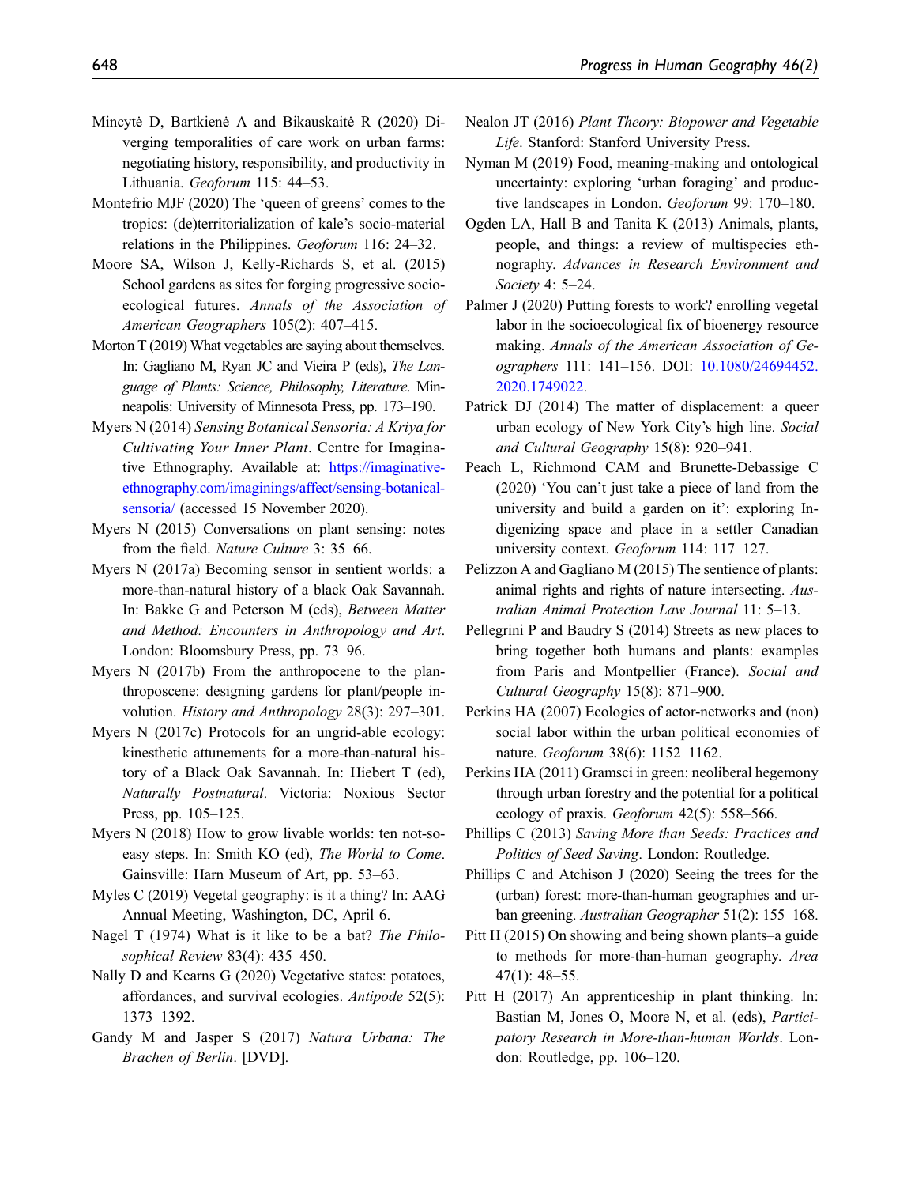Mincytė D, Bartkienė A and Bikauskaitė R (2020) Diverging temporalities of care work on urban farms: negotiating history, responsibility, and productivity in Lithuania. *Geoforum* 115: 44–53.

Montefrio MJF (2020) The 'queen of greens' comes to the tropics: (de)territorialization of kale's socio-material relations in the Philippines. *Geoforum* 116: 24–32.

Moore SA, Wilson J, Kelly-Richards S, et al. (2015) School gardens as sites for forging progressive socio-ecological futures. *Annals of the Association of American Geographers* 105(2): 407–415.

Morton T (2019) What vegetables are saying about themselves. In: Gagliano M, Ryan JC and Vieira P (eds), *The Language of Plants: Science, Philosophy, Literature*. Minneapolis: University of Minnesota Press, pp. 173–190.

Myers N (2014) *Sensing Botanical Sensoria: A Kriya for Cultivating Your Inner Plant*. Centre for Imaginative Ethnography. Available at: https://imaginative-ethnography.com/imaginings/affect/sensing-botanical-sensoria/ (accessed 15 November 2020).

Myers N (2015) Conversations on plant sensing: notes from the field. *Nature Culture* 3: 35–66.

Myers N (2017a) Becoming sensor in sentient worlds: a more-than-natural history of a black Oak Savannah. In: Bakke G and Peterson M (eds), *Between Matter and Method: Encounters in Anthropology and Art*. London: Bloomsbury Press, pp. 73–96.

Myers N (2017b) From the anthropocene to the planthroposcene: designing gardens for plant/people involution. *History and Anthropology* 28(3): 297–301.

Myers N (2017c) Protocols for an ungrid-able ecology: kinesthetic attunements for a more-than-natural history of a Black Oak Savannah. In: Hiebert T (ed), *Naturally Postnatural*. Victoria: Noxious Sector Press, pp. 105–125.

Myers N (2018) How to grow livable worlds: ten not-so-easy steps. In: Smith KO (ed), *The World to Come*. Gainsville: Harn Museum of Art, pp. 53–63.

Myles C (2019) Vegetal geography: is it a thing? In: AAG Annual Meeting, Washington, DC, April 6.

Nagel T (1974) What is it like to be a bat? *The Philosophical Review* 83(4): 435–450.

Nally D and Kearns G (2020) Vegetative states: potatoes, affordances, and survival ecologies. *Antipode* 52(5): 1373–1392.

Gandy M and Jasper S (2017) *Natura Urbana: The Brachen of Berlin*. [DVD].

Nealon JT (2016) *Plant Theory: Biopower and Vegetable Life*. Stanford: Stanford University Press.

Nyman M (2019) Food, meaning-making and ontological uncertainty: exploring 'urban foraging' and productive landscapes in London. *Geoforum* 99: 170–180.

Ogden LA, Hall B and Tanita K (2013) Animals, plants, people, and things: a review of multispecies ethnography. *Advances in Research Environment and Society* 4: 5–24.

Palmer J (2020) Putting forests to work? enrolling vegetal labor in the socioecological fix of bioenergy resource making. *Annals of the American Association of Geographers* 111: 141–156. DOI: 10.1080/24694452.2020.1749022.

Patrick DJ (2014) The matter of displacement: a queer urban ecology of New York City's high line. *Social and Cultural Geography* 15(8): 920–941.

Peach L, Richmond CAM and Brunette-Debassige C (2020) 'You can't just take a piece of land from the university and build a garden on it': exploring Indigenizing space and place in a settler Canadian university context. *Geoforum* 114: 117–127.

Pelizzon A and Gagliano M (2015) The sentience of plants: animal rights and rights of nature intersecting. *Australian Animal Protection Law Journal* 11: 5–13.

Pellegrini P and Baudry S (2014) Streets as new places to bring together both humans and plants: examples from Paris and Montpellier (France). *Social and Cultural Geography* 15(8): 871–900.

Perkins HA (2007) Ecologies of actor-networks and (non) social labor within the urban political economies of nature. *Geoforum* 38(6): 1152–1162.

Perkins HA (2011) Gramsci in green: neoliberal hegemony through urban forestry and the potential for a political ecology of praxis. *Geoforum* 42(5): 558–566.

Phillips C (2013) *Saving More than Seeds: Practices and Politics of Seed Saving*. London: Routledge.

Phillips C and Atchison J (2020) Seeing the trees for the (urban) forest: more-than-human geographies and urban greening. *Australian Geographer* 51(2): 155–168.

Pitt H (2015) On showing and being shown plants–a guide to methods for more-than-human geography. *Area* 47(1): 48–55.

Pitt H (2017) An apprenticeship in plant thinking. In: Bastian M, Jones O, Moore N, et al. (eds), *Participatory Research in More-than-human Worlds*. London: Routledge, pp. 106–120.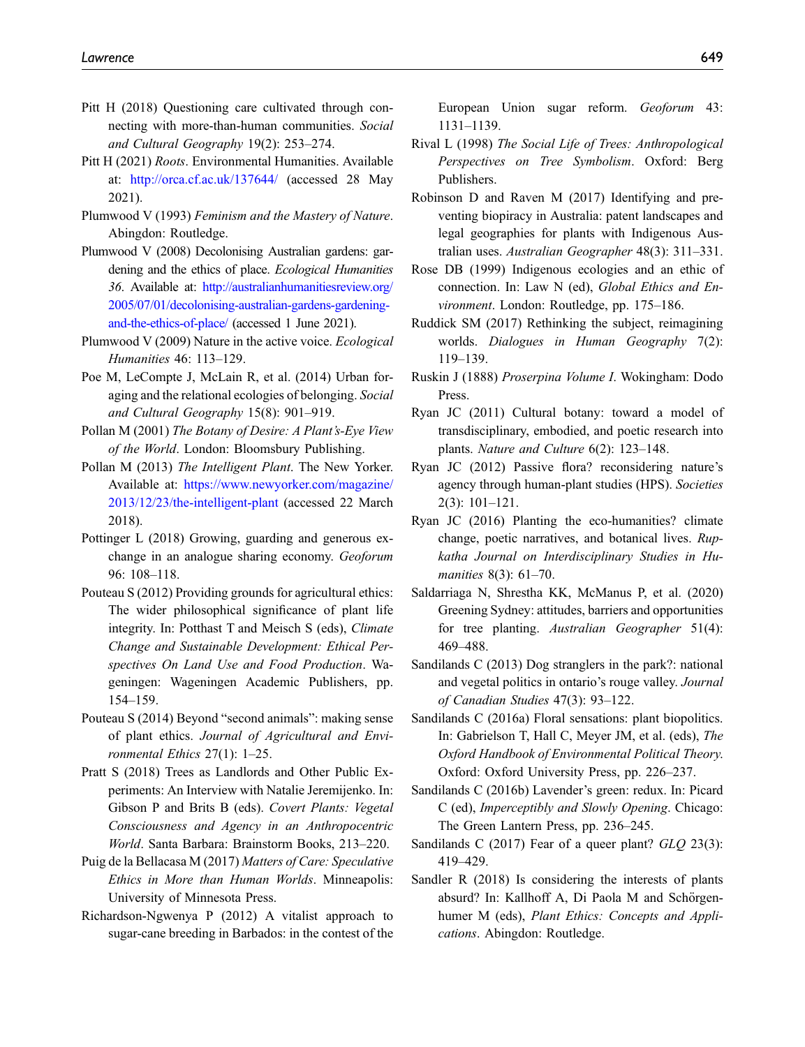Pitt H (2018) Questioning care cultivated through connecting with more-than-human communities. *Social and Cultural Geography* 19(2): 253–274.

Pitt H (2021) *Roots*. Environmental Humanities. Available at: http://orca.cf.ac.uk/137644/ (accessed 28 May 2021).

Plumwood V (1993) *Feminism and the Mastery of Nature*. Abingdon: Routledge.

Plumwood V (2008) Decolonising Australian gardens: gardening and the ethics of place. *Ecological Humanities 36*. Available at: http://australianhumanitiesreview.org/2005/07/01/decolonising-australian-gardens-gardening-and-the-ethics-of-place/ (accessed 1 June 2021).

Plumwood V (2009) Nature in the active voice. *Ecological Humanities* 46: 113–129.

Poe M, LeCompte J, McLain R, et al. (2014) Urban foraging and the relational ecologies of belonging. *Social and Cultural Geography* 15(8): 901–919.

Pollan M (2001) *The Botany of Desire: A Plant's-Eye View of the World*. London: Bloomsbury Publishing.

Pollan M (2013) *The Intelligent Plant*. The New Yorker. Available at: https://www.newyorker.com/magazine/2013/12/23/the-intelligent-plant (accessed 22 March 2018).

Pottinger L (2018) Growing, guarding and generous exchange in an analogue sharing economy. *Geoforum* 96: 108–118.

Pouteau S (2012) Providing grounds for agricultural ethics: The wider philosophical significance of plant life integrity. In: Potthast T and Meisch S (eds), *Climate Change and Sustainable Development: Ethical Perspectives On Land Use and Food Production*. Wageningen: Wageningen Academic Publishers, pp. 154–159.

Pouteau S (2014) Beyond "second animals": making sense of plant ethics. *Journal of Agricultural and Environmental Ethics* 27(1): 1–25.

Pratt S (2018) Trees as Landlords and Other Public Experiments: An Interview with Natalie Jeremijenko. In: Gibson P and Brits B (eds). *Covert Plants: Vegetal Consciousness and Agency in an Anthropocentric World*. Santa Barbara: Brainstorm Books, 213–220.

Puig de la Bellacasa M (2017) *Matters of Care: Speculative Ethics in More than Human Worlds*. Minneapolis: University of Minnesota Press.

Richardson-Ngwenya P (2012) A vitalist approach to sugar-cane breeding in Barbados: in the contest of the European Union sugar reform. *Geoforum* 43: 1131–1139.

Rival L (1998) *The Social Life of Trees: Anthropological Perspectives on Tree Symbolism*. Oxford: Berg Publishers.

Robinson D and Raven M (2017) Identifying and preventing biopiracy in Australia: patent landscapes and legal geographies for plants with Indigenous Australian uses. *Australian Geographer* 48(3): 311–331.

Rose DB (1999) Indigenous ecologies and an ethic of connection. In: Law N (ed), *Global Ethics and Environment*. London: Routledge, pp. 175–186.

Ruddick SM (2017) Rethinking the subject, reimagining worlds. *Dialogues in Human Geography* 7(2): 119–139.

Ruskin J (1888) *Proserpina Volume I*. Wokingham: Dodo Press.

Ryan JC (2011) Cultural botany: toward a model of transdisciplinary, embodied, and poetic research into plants. *Nature and Culture* 6(2): 123–148.

Ryan JC (2012) Passive flora? reconsidering nature's agency through human-plant studies (HPS). *Societies* 2(3): 101–121.

Ryan JC (2016) Planting the eco-humanities? climate change, poetic narratives, and botanical lives. *Rupkatha Journal on Interdisciplinary Studies in Humanities* 8(3): 61–70.

Saldarriaga N, Shrestha KK, McManus P, et al. (2020) Greening Sydney: attitudes, barriers and opportunities for tree planting. *Australian Geographer* 51(4): 469–488.

Sandilands C (2013) Dog stranglers in the park?: national and vegetal politics in ontario's rouge valley. *Journal of Canadian Studies* 47(3): 93–122.

Sandilands C (2016a) Floral sensations: plant biopolitics. In: Gabrielson T, Hall C, Meyer JM, et al. (eds), *The Oxford Handbook of Environmental Political Theory*. Oxford: Oxford University Press, pp. 226–237.

Sandilands C (2016b) Lavender's green: redux. In: Picard C (ed), *Imperceptibly and Slowly Opening*. Chicago: The Green Lantern Press, pp. 236–245.

Sandilands C (2017) Fear of a queer plant? *GLQ* 23(3): 419–429.

Sandler R (2018) Is considering the interests of plants absurd? In: Kallhoff A, Di Paola M and Schörgenhumer M (eds), *Plant Ethics: Concepts and Applications*. Abingdon: Routledge.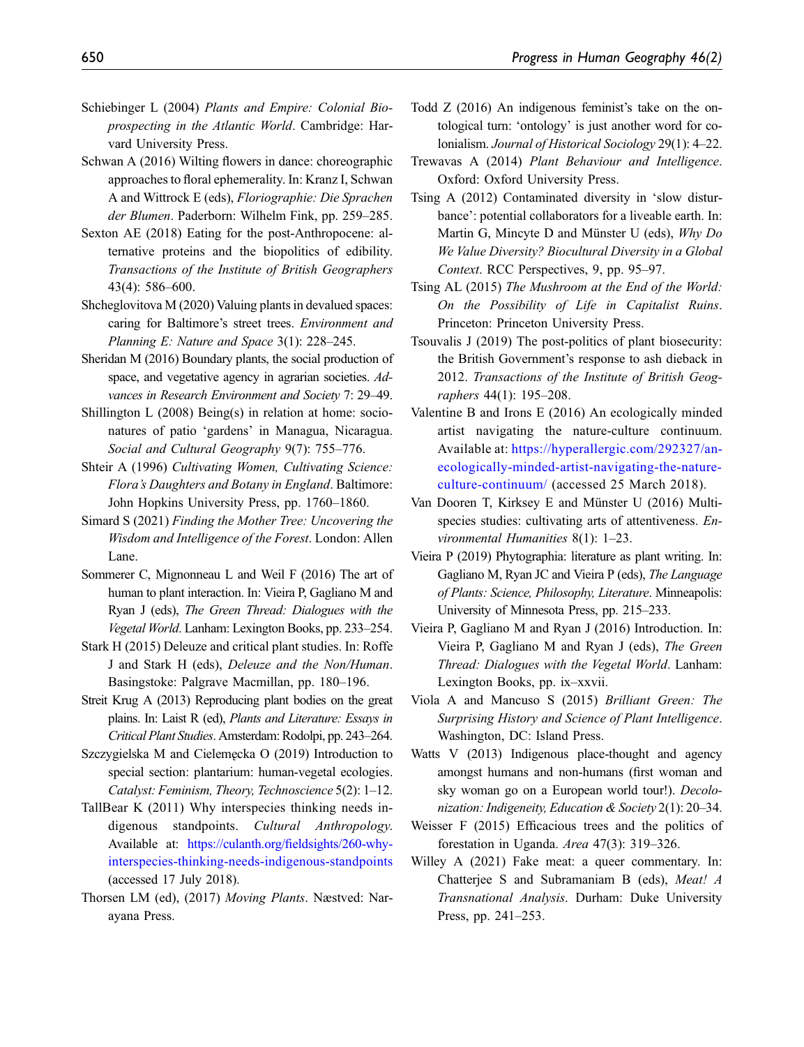Schiebinger L (2004) *Plants and Empire: Colonial Bioprospecting in the Atlantic World*. Cambridge: Harvard University Press.

Schwan A (2016) Wilting flowers in dance: choreographic approaches to floral ephemerality. In: Kranz I, Schwan A and Wittrock E (eds), *Floriographie: Die Sprachen der Blumen*. Paderborn: Wilhelm Fink, pp. 259–285.

Sexton AE (2018) Eating for the post-Anthropocene: alternative proteins and the biopolitics of edibility. *Transactions of the Institute of British Geographers* 43(4): 586–600.

Shcheglovitova M (2020) Valuing plants in devalued spaces: caring for Baltimore's street trees. *Environment and Planning E: Nature and Space* 3(1): 228–245.

Sheridan M (2016) Boundary plants, the social production of space, and vegetative agency in agrarian societies. *Advances in Research Environment and Society* 7: 29–49.

Shillington L (2008) Being(s) in relation at home: socio-natures of patio 'gardens' in Managua, Nicaragua. *Social and Cultural Geography* 9(7): 755–776.

Shteir A (1996) *Cultivating Women, Cultivating Science: Flora's Daughters and Botany in England*. Baltimore: John Hopkins University Press, pp. 1760–1860.

Simard S (2021) *Finding the Mother Tree: Uncovering the Wisdom and Intelligence of the Forest*. London: Allen Lane.

Sommerer C, Mignonneau L and Weil F (2016) The art of human to plant interaction. In: Vieira P, Gagliano M and Ryan J (eds), *The Green Thread: Dialogues with the Vegetal World*. Lanham: Lexington Books, pp. 233–254.

Stark H (2015) Deleuze and critical plant studies. In: Roffe J and Stark H (eds), *Deleuze and the Non/Human*. Basingstoke: Palgrave Macmillan, pp. 180–196.

Streit Krug A (2013) Reproducing plant bodies on the great plains. In: Laist R (ed), *Plants and Literature: Essays in Critical Plant Studies*. Amsterdam: Rodolpi, pp. 243–264.

Szczygielska M and Cielemęcka O (2019) Introduction to special section: plantarium: human-vegetal ecologies. *Catalyst: Feminism, Theory, Technoscience* 5(2): 1–12.

TallBear K (2011) Why interspecies thinking needs indigenous standpoints. *Cultural Anthropology*. Available at: https://culanth.org/fieldsights/260-why-interspecies-thinking-needs-indigenous-standpoints (accessed 17 July 2018).

Thorsen LM (ed), (2017) *Moving Plants*. Næstved: Narayana Press.

Todd Z (2016) An indigenous feminist's take on the ontological turn: 'ontology' is just another word for colonialism. *Journal of Historical Sociology* 29(1): 4–22.

Trewavas A (2014) *Plant Behaviour and Intelligence*. Oxford: Oxford University Press.

Tsing A (2012) Contaminated diversity in 'slow disturbance': potential collaborators for a liveable earth. In: Martin G, Mincyte D and Münster U (eds), *Why Do We Value Diversity? Biocultural Diversity in a Global Context*. RCC Perspectives, 9, pp. 95–97.

Tsing AL (2015) *The Mushroom at the End of the World: On the Possibility of Life in Capitalist Ruins*. Princeton: Princeton University Press.

Tsouvalis J (2019) The post-politics of plant biosecurity: the British Government's response to ash dieback in 2012. *Transactions of the Institute of British Geographers* 44(1): 195–208.

Valentine B and Irons E (2016) An ecologically minded artist navigating the nature-culture continuum. Available at: https://hyperallergic.com/292327/an-ecologically-minded-artist-navigating-the-nature-culture-continuum/ (accessed 25 March 2018).

Van Dooren T, Kirksey E and Münster U (2016) Multispecies studies: cultivating arts of attentiveness. *Environmental Humanities* 8(1): 1–23.

Vieira P (2019) Phytographia: literature as plant writing. In: Gagliano M, Ryan JC and Vieira P (eds), *The Language of Plants: Science, Philosophy, Literature*. Minneapolis: University of Minnesota Press, pp. 215–233.

Vieira P, Gagliano M and Ryan J (2016) Introduction. In: Vieira P, Gagliano M and Ryan J (eds), *The Green Thread: Dialogues with the Vegetal World*. Lanham: Lexington Books, pp. ix–xxvii.

Viola A and Mancuso S (2015) *Brilliant Green: The Surprising History and Science of Plant Intelligence*. Washington, DC: Island Press.

Watts V (2013) Indigenous place-thought and agency amongst humans and non-humans (first woman and sky woman go on a European world tour!). *Decolonization: Indigeneity, Education & Society* 2(1): 20–34.

Weisser F (2015) Efficacious trees and the politics of forestation in Uganda. *Area* 47(3): 319–326.

Willey A (2021) Fake meat: a queer commentary. In: Chatterjee S and Subramaniam B (eds), *Meat! A Transnational Analysis*. Durham: Duke University Press, pp. 241–253.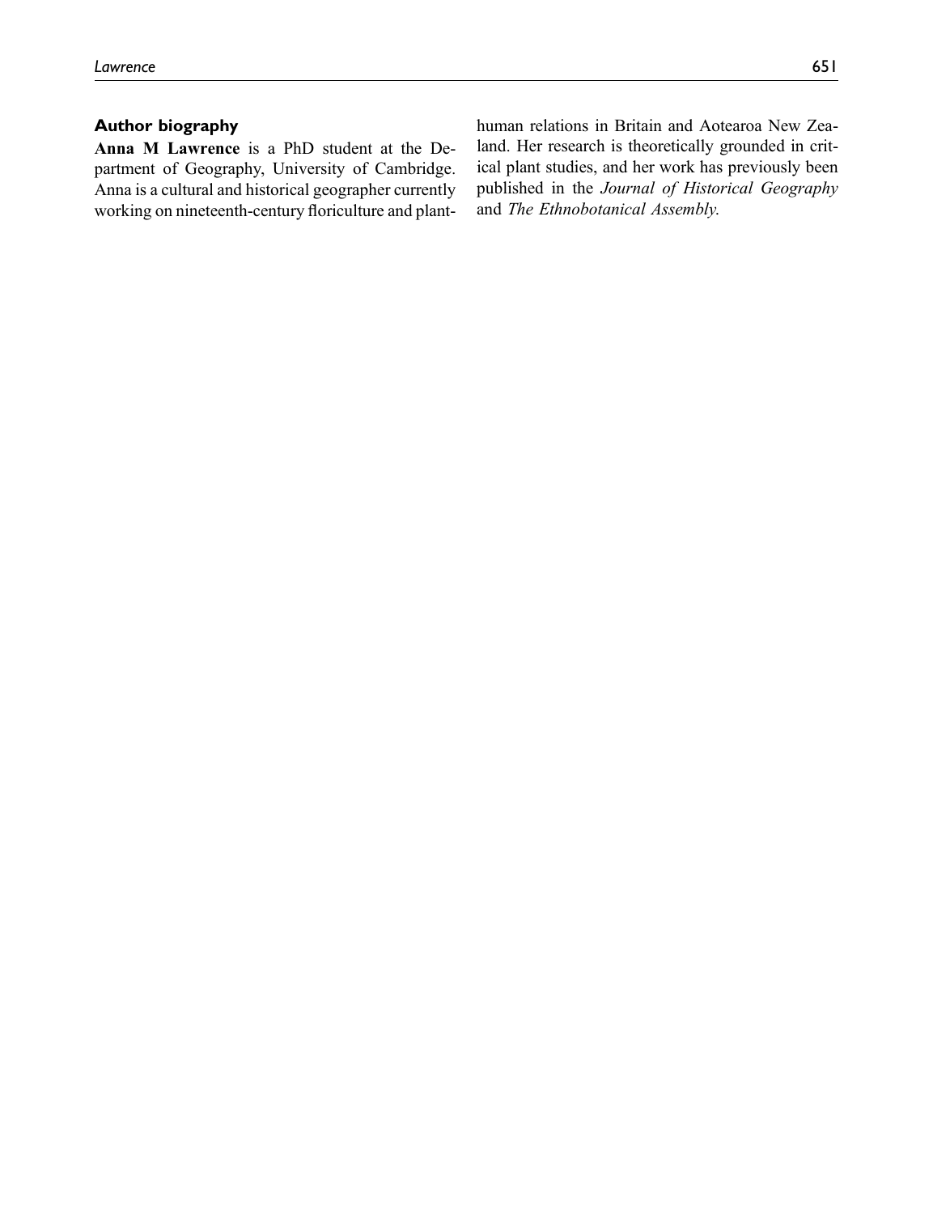## Author biography

**Anna M Lawrence** is a PhD student at the Department of Geography, University of Cambridge. Anna is a cultural and historical geographer currently working on nineteenth-century floriculture and plant-human relations in Britain and Aotearoa New Zealand. Her research is theoretically grounded in critical plant studies, and her work has previously been published in the *Journal of Historical Geography* and *The Ethnobotanical Assembly*.